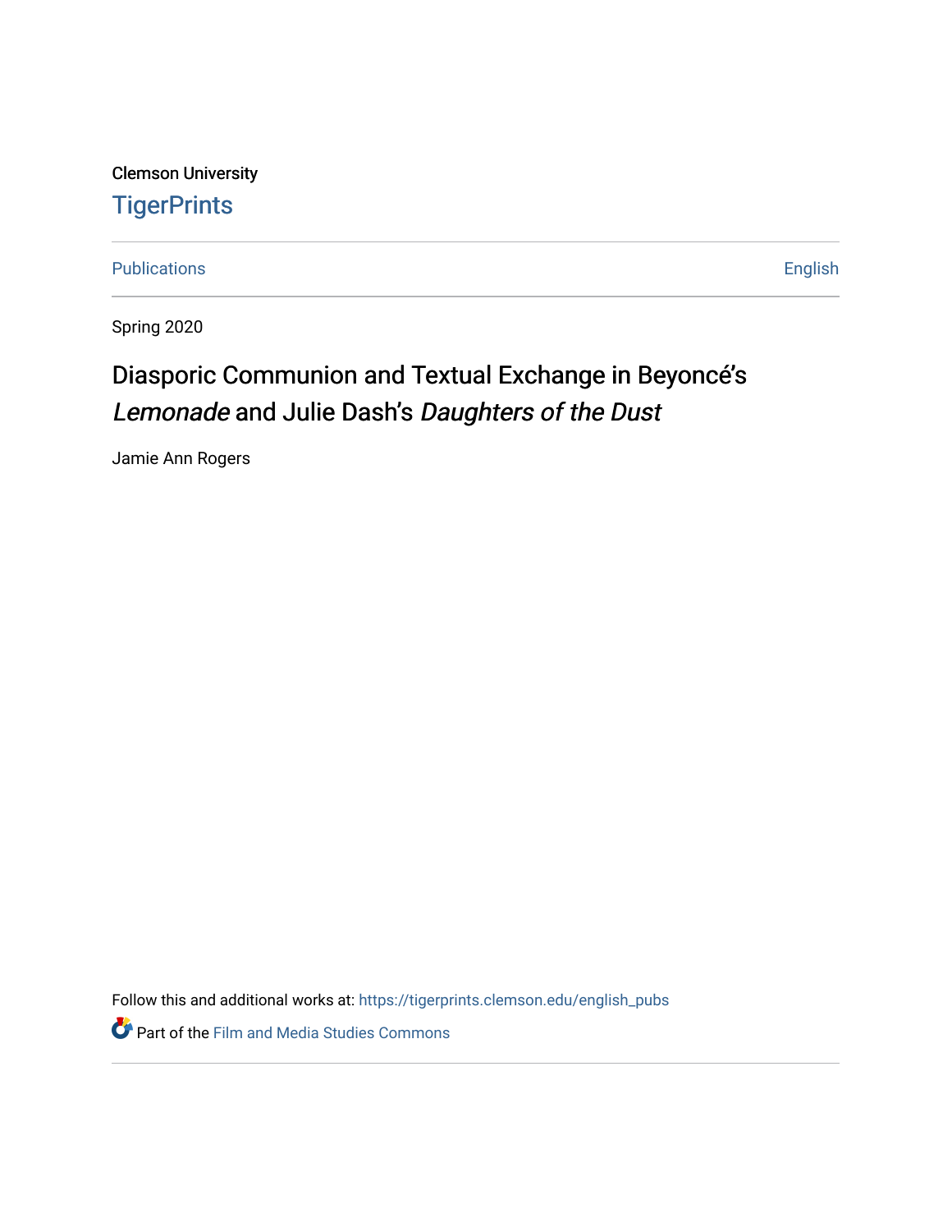Clemson University

TigerPrints

Publications

English

Spring 2020

# Diasporic Communion and Textual Exchange in Beyoncé's *Lemonade* and Julie Dash's *Daughters of the Dust*

Jamie Ann Rogers

Follow this and additional works at: https://tigerprints.clemson.edu/english_pubs

Part of the Film and Media Studies Commons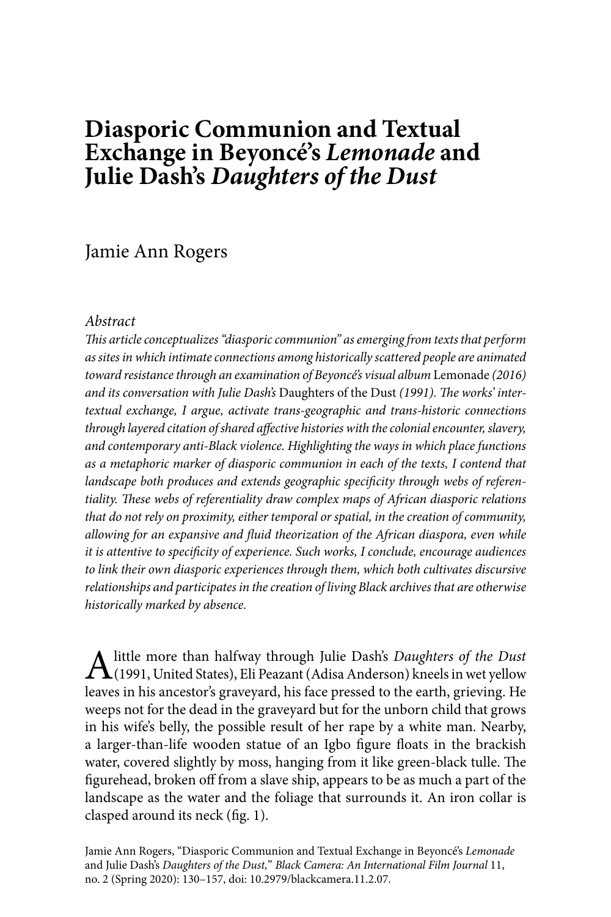# Diasporic Communion and Textual Exchange in Beyoncé's *Lemonade* and Julie Dash's *Daughters of the Dust*

Jamie Ann Rogers

*Abstract*

*This article conceptualizes "diasporic communion" as emerging from texts that perform as sites in which intimate connections among historically scattered people are animated toward resistance through an examination of Beyoncé's visual album* Lemonade *(2016) and its conversation with Julie Dash's* Daughters of the Dust *(1991). The works' intertextual exchange, I argue, activate trans-geographic and trans-historic connections through layered citation of shared affective histories with the colonial encounter, slavery, and contemporary anti-Black violence. Highlighting the ways in which place functions as a metaphoric marker of diasporic communion in each of the texts, I contend that landscape both produces and extends geographic specificity through webs of referentiality. These webs of referentiality draw complex maps of African diasporic relations that do not rely on proximity, either temporal or spatial, in the creation of community, allowing for an expansive and fluid theorization of the African diaspora, even while it is attentive to specificity of experience. Such works, I conclude, encourage audiences to link their own diasporic experiences through them, which both cultivates discursive relationships and participates in the creation of living Black archives that are otherwise historically marked by absence.*

A little more than halfway through Julie Dash's *Daughters of the Dust* (1991, United States), Eli Peazant (Adisa Anderson) kneels in wet yellow leaves in his ancestor's graveyard, his face pressed to the earth, grieving. He weeps not for the dead in the graveyard but for the unborn child that grows in his wife's belly, the possible result of her rape by a white man. Nearby, a larger-than-life wooden statue of an Igbo figure floats in the brackish water, covered slightly by moss, hanging from it like green-black tulle. The figurehead, broken off from a slave ship, appears to be as much a part of the landscape as the water and the foliage that surrounds it. An iron collar is clasped around its neck (fig. 1).

Jamie Ann Rogers, "Diasporic Communion and Textual Exchange in Beyoncé's *Lemonade* and Julie Dash's *Daughters of the Dust*," *Black Camera: An International Film Journal* 11, no. 2 (Spring 2020): 130–157, doi: 10.2979/blackcamera.11.2.07.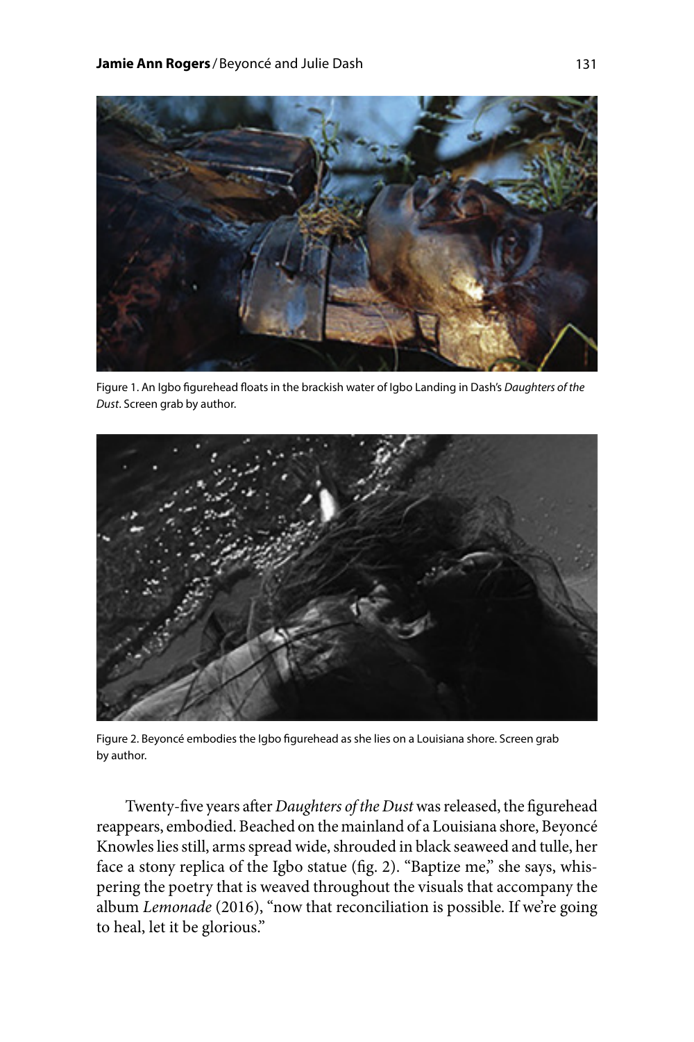Figure 1. An Igbo figurehead floats in the brackish water of Igbo Landing in Dash's *Daughters of the Dust*. Screen grab by author.

Figure 2. Beyoncé embodies the Igbo figurehead as she lies on a Louisiana shore. Screen grab by author.

Twenty-five years after *Daughters of the Dust* was released, the figurehead reappears, embodied. Beached on the mainland of a Louisiana shore, Beyoncé Knowles lies still, arms spread wide, shrouded in black seaweed and tulle, her face a stony replica of the Igbo statue (fig. 2). "Baptize me," she says, whispering the poetry that is weaved throughout the visuals that accompany the album *Lemonade* (2016), "now that reconciliation is possible. If we're going to heal, let it be glorious."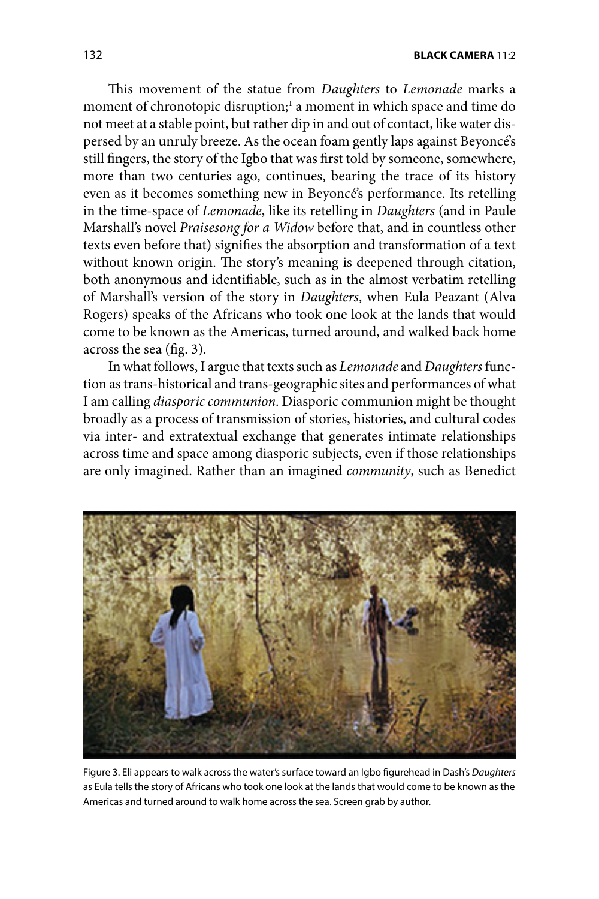This movement of the statue from *Daughters* to *Lemonade* marks a moment of chronotopic disruption;[1] a moment in which space and time do not meet at a stable point, but rather dip in and out of contact, like water dispersed by an unruly breeze. As the ocean foam gently laps against Beyoncé's still fingers, the story of the Igbo that was first told by someone, somewhere, more than two centuries ago, continues, bearing the trace of its history even as it becomes something new in Beyoncé's performance. Its retelling in the time-space of *Lemonade*, like its retelling in *Daughters* (and in Paule Marshall's novel *Praisesong for a Widow* before that, and in countless other texts even before that) signifies the absorption and transformation of a text without known origin. The story's meaning is deepened through citation, both anonymous and identifiable, such as in the almost verbatim retelling of Marshall's version of the story in *Daughters*, when Eula Peazant (Alva Rogers) speaks of the Africans who took one look at the lands that would come to be known as the Americas, turned around, and walked back home across the sea (fig. 3).

In what follows, I argue that texts such as *Lemonade* and *Daughters* function as trans-historical and trans-geographic sites and performances of what I am calling *diasporic communion*. Diasporic communion might be thought broadly as a process of transmission of stories, histories, and cultural codes via inter- and extratextual exchange that generates intimate relationships across time and space among diasporic subjects, even if those relationships are only imagined. Rather than an imagined *community*, such as Benedict

Figure 3. Eli appears to walk across the water's surface toward an Igbo figurehead in Dash's *Daughters* as Eula tells the story of Africans who took one look at the lands that would come to be known as the Americas and turned around to walk home across the sea. Screen grab by author.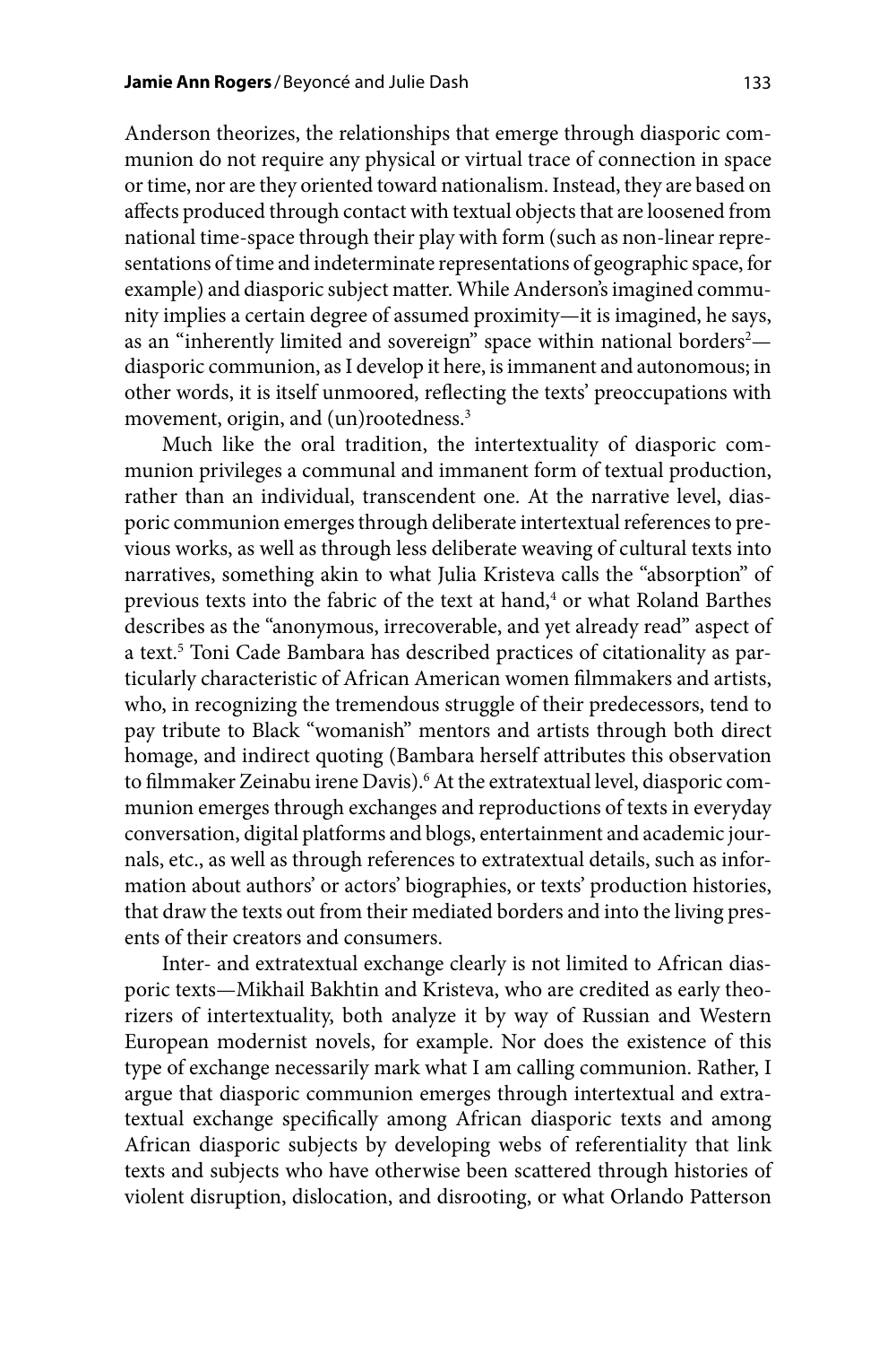Anderson theorizes, the relationships that emerge through diasporic communion do not require any physical or virtual trace of connection in space or time, nor are they oriented toward nationalism. Instead, they are based on affects produced through contact with textual objects that are loosened from national time-space through their play with form (such as non-linear representations of time and indeterminate representations of geographic space, for example) and diasporic subject matter. While Anderson's imagined community implies a certain degree of assumed proximity—it is imagined, he says, as an "inherently limited and sovereign" space within national borders[2]—diasporic communion, as I develop it here, is immanent and autonomous; in other words, it is itself unmoored, reflecting the texts' preoccupations with movement, origin, and (un)rootedness.[3]

Much like the oral tradition, the intertextuality of diasporic communion privileges a communal and immanent form of textual production, rather than an individual, transcendent one. At the narrative level, diasporic communion emerges through deliberate intertextual references to previous works, as well as through less deliberate weaving of cultural texts into narratives, something akin to what Julia Kristeva calls the "absorption" of previous texts into the fabric of the text at hand,[4] or what Roland Barthes describes as the "anonymous, irrecoverable, and yet already read" aspect of a text.[5] Toni Cade Bambara has described practices of citationality as particularly characteristic of African American women filmmakers and artists, who, in recognizing the tremendous struggle of their predecessors, tend to pay tribute to Black "womanish" mentors and artists through both direct homage, and indirect quoting (Bambara herself attributes this observation to filmmaker Zeinabu irene Davis).[6] At the extratextual level, diasporic communion emerges through exchanges and reproductions of texts in everyday conversation, digital platforms and blogs, entertainment and academic journals, etc., as well as through references to extratextual details, such as information about authors' or actors' biographies, or texts' production histories, that draw the texts out from their mediated borders and into the living presents of their creators and consumers.

Inter- and extratextual exchange clearly is not limited to African diasporic texts—Mikhail Bakhtin and Kristeva, who are credited as early theorizers of intertextuality, both analyze it by way of Russian and Western European modernist novels, for example. Nor does the existence of this type of exchange necessarily mark what I am calling communion. Rather, I argue that diasporic communion emerges through intertextual and extratextual exchange specifically among African diasporic texts and among African diasporic subjects by developing webs of referentiality that link texts and subjects who have otherwise been scattered through histories of violent disruption, dislocation, and disrooting, or what Orlando Patterson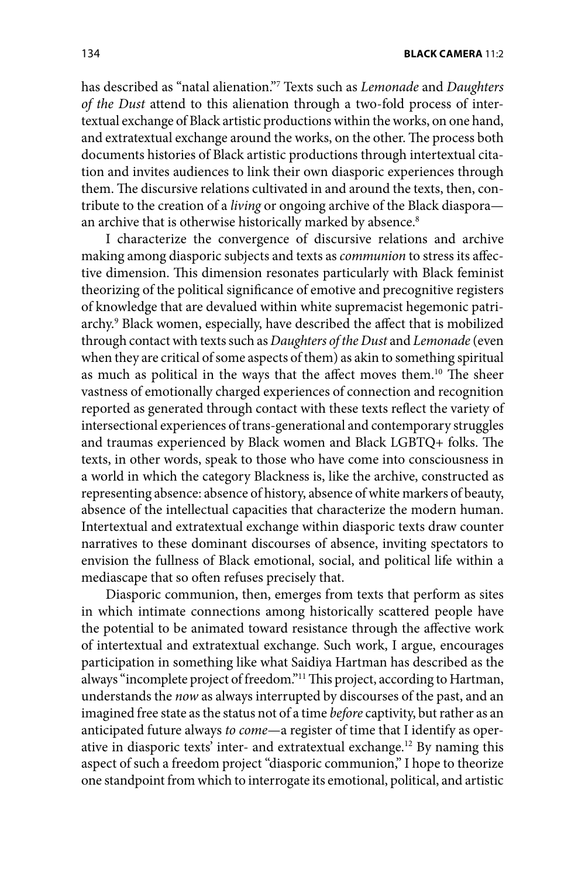has described as "natal alienation."[7] Texts such as *Lemonade* and *Daughters of the Dust* attend to this alienation through a two-fold process of intertextual exchange of Black artistic productions within the works, on one hand, and extratextual exchange around the works, on the other. The process both documents histories of Black artistic productions through intertextual citation and invites audiences to link their own diasporic experiences through them. The discursive relations cultivated in and around the texts, then, contribute to the creation of a *living* or ongoing archive of the Black diaspora—an archive that is otherwise historically marked by absence.[8]

I characterize the convergence of discursive relations and archive making among diasporic subjects and texts as *communion* to stress its affective dimension. This dimension resonates particularly with Black feminist theorizing of the political significance of emotive and precognitive registers of knowledge that are devalued within white supremacist hegemonic patriarchy.[9] Black women, especially, have described the affect that is mobilized through contact with texts such as *Daughters of the Dust* and *Lemonade* (even when they are critical of some aspects of them) as akin to something spiritual as much as political in the ways that the affect moves them.[10] The sheer vastness of emotionally charged experiences of connection and recognition reported as generated through contact with these texts reflect the variety of intersectional experiences of trans-generational and contemporary struggles and traumas experienced by Black women and Black LGBTQ+ folks. The texts, in other words, speak to those who have come into consciousness in a world in which the category Blackness is, like the archive, constructed as representing absence: absence of history, absence of white markers of beauty, absence of the intellectual capacities that characterize the modern human. Intertextual and extratextual exchange within diasporic texts draw counter narratives to these dominant discourses of absence, inviting spectators to envision the fullness of Black emotional, social, and political life within a mediascape that so often refuses precisely that.

Diasporic communion, then, emerges from texts that perform as sites in which intimate connections among historically scattered people have the potential to be animated toward resistance through the affective work of intertextual and extratextual exchange. Such work, I argue, encourages participation in something like what Saidiya Hartman has described as the always "incomplete project of freedom."[11] This project, according to Hartman, understands the *now* as always interrupted by discourses of the past, and an imagined free state as the status not of a time *before* captivity, but rather as an anticipated future always *to come*—a register of time that I identify as operative in diasporic texts' inter- and extratextual exchange.[12] By naming this aspect of such a freedom project "diasporic communion," I hope to theorize one standpoint from which to interrogate its emotional, political, and artistic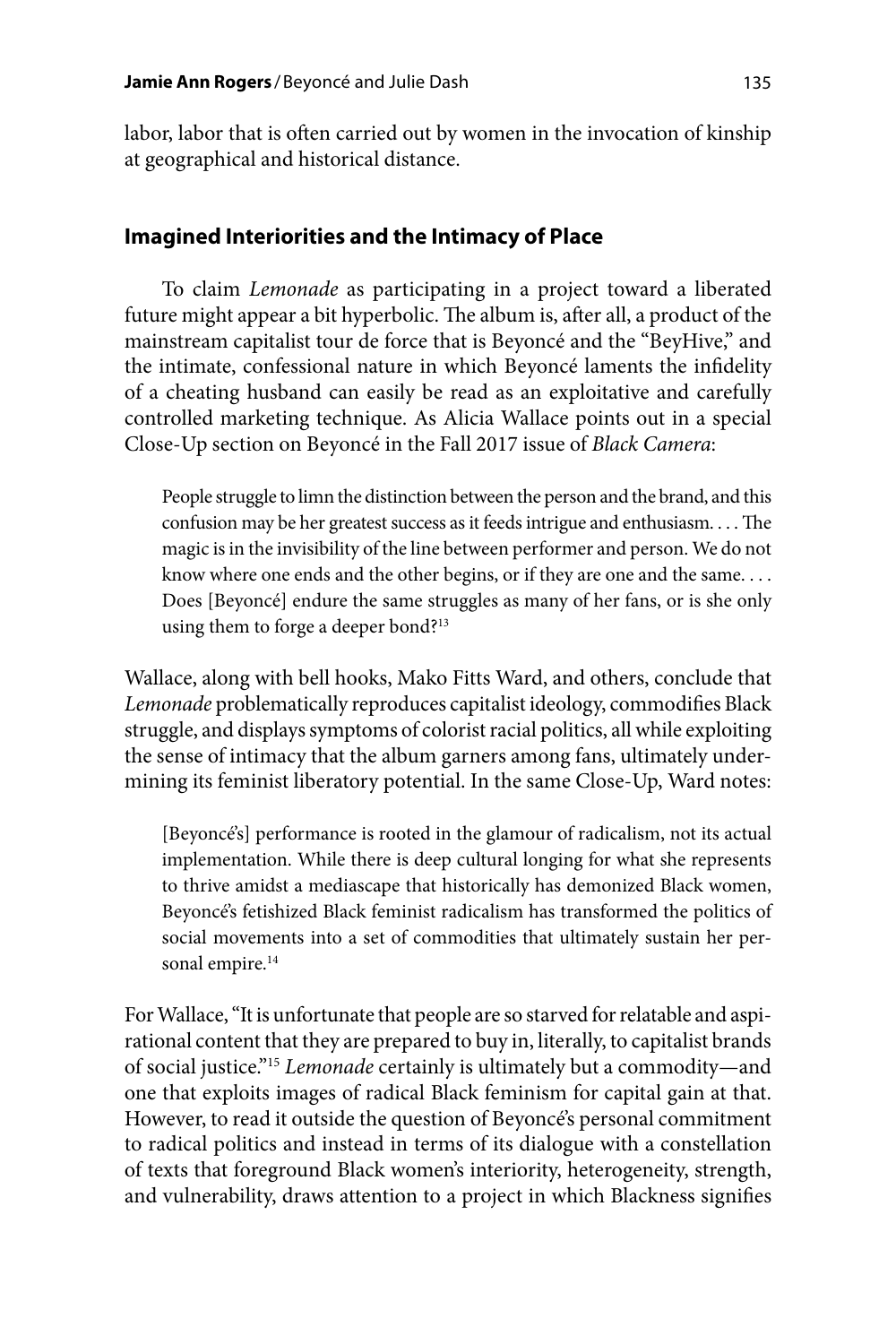labor, labor that is often carried out by women in the invocation of kinship at geographical and historical distance.

## Imagined Interiorities and the Intimacy of Place

To claim *Lemonade* as participating in a project toward a liberated future might appear a bit hyperbolic. The album is, after all, a product of the mainstream capitalist tour de force that is Beyoncé and the "BeyHive," and the intimate, confessional nature in which Beyoncé laments the infidelity of a cheating husband can easily be read as an exploitative and carefully controlled marketing technique. As Alicia Wallace points out in a special Close-Up section on Beyoncé in the Fall 2017 issue of *Black Camera*:

> People struggle to limn the distinction between the person and the brand, and this confusion may be her greatest success as it feeds intrigue and enthusiasm. . . . The magic is in the invisibility of the line between performer and person. We do not know where one ends and the other begins, or if they are one and the same. . . . Does [Beyoncé] endure the same struggles as many of her fans, or is she only using them to forge a deeper bond?[13]

Wallace, along with bell hooks, Mako Fitts Ward, and others, conclude that *Lemonade* problematically reproduces capitalist ideology, commodifies Black struggle, and displays symptoms of colorist racial politics, all while exploiting the sense of intimacy that the album garners among fans, ultimately undermining its feminist liberatory potential. In the same Close-Up, Ward notes:

> [Beyoncé's] performance is rooted in the glamour of radicalism, not its actual implementation. While there is deep cultural longing for what she represents to thrive amidst a mediascape that historically has demonized Black women, Beyoncé's fetishized Black feminist radicalism has transformed the politics of social movements into a set of commodities that ultimately sustain her personal empire.[14]

For Wallace, "It is unfortunate that people are so starved for relatable and aspirational content that they are prepared to buy in, literally, to capitalist brands of social justice."[15] *Lemonade* certainly is ultimately but a commodity—and one that exploits images of radical Black feminism for capital gain at that. However, to read it outside the question of Beyoncé's personal commitment to radical politics and instead in terms of its dialogue with a constellation of texts that foreground Black women's interiority, heterogeneity, strength, and vulnerability, draws attention to a project in which Blackness signifies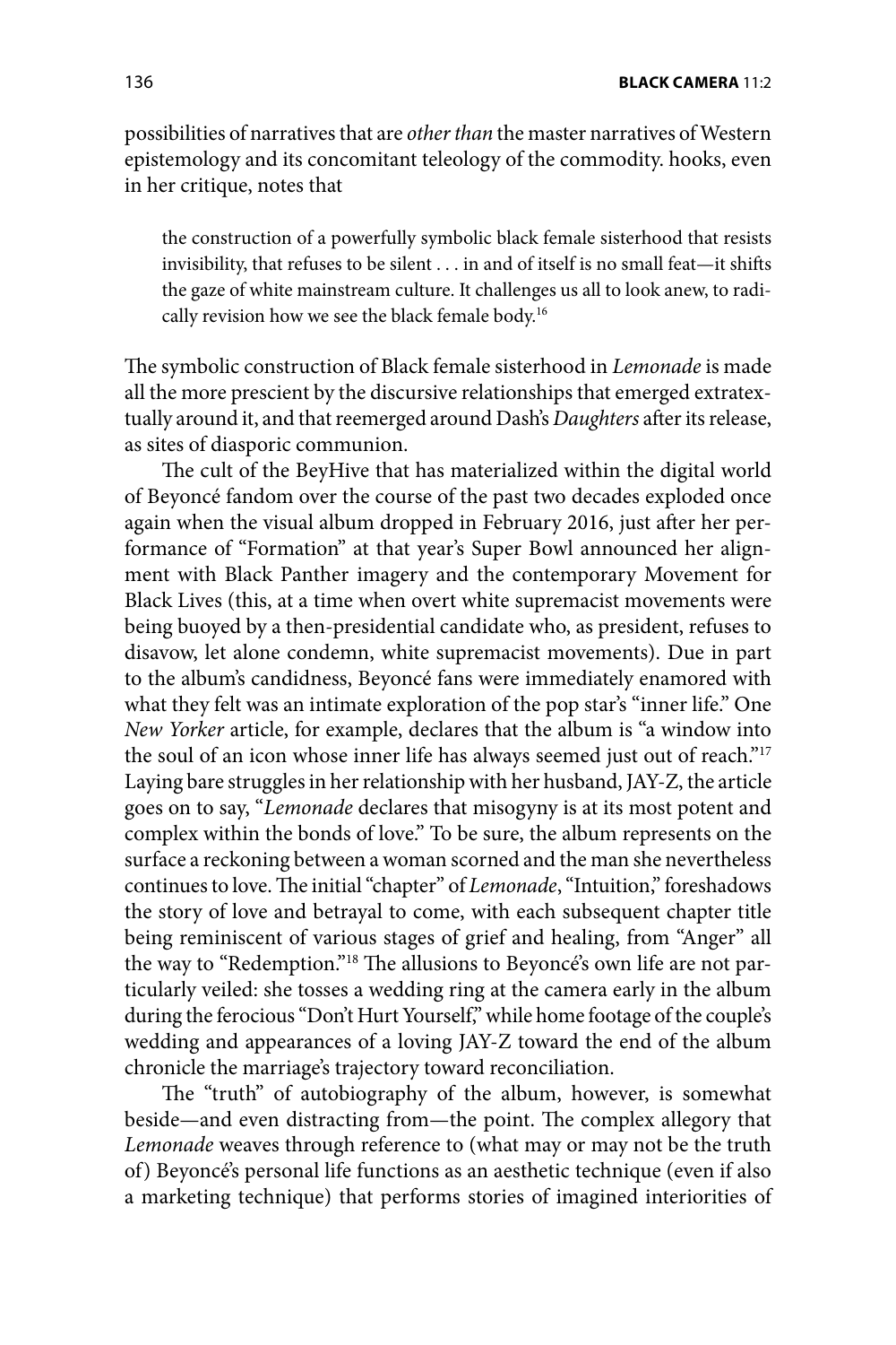possibilities of narratives that are *other than* the master narratives of Western epistemology and its concomitant teleology of the commodity. hooks, even in her critique, notes that

> the construction of a powerfully symbolic black female sisterhood that resists invisibility, that refuses to be silent . . . in and of itself is no small feat—it shifts the gaze of white mainstream culture. It challenges us all to look anew, to radically revision how we see the black female body.[16]

The symbolic construction of Black female sisterhood in *Lemonade* is made all the more prescient by the discursive relationships that emerged extratextually around it, and that reemerged around Dash's *Daughters* after its release, as sites of diasporic communion.

The cult of the BeyHive that has materialized within the digital world of Beyoncé fandom over the course of the past two decades exploded once again when the visual album dropped in February 2016, just after her performance of "Formation" at that year's Super Bowl announced her alignment with Black Panther imagery and the contemporary Movement for Black Lives (this, at a time when overt white supremacist movements were being buoyed by a then-presidential candidate who, as president, refuses to disavow, let alone condemn, white supremacist movements). Due in part to the album's candidness, Beyoncé fans were immediately enamored with what they felt was an intimate exploration of the pop star's "inner life." One *New Yorker* article, for example, declares that the album is "a window into the soul of an icon whose inner life has always seemed just out of reach."[17] Laying bare struggles in her relationship with her husband, JAY-Z, the article goes on to say, "*Lemonade* declares that misogyny is at its most potent and complex within the bonds of love." To be sure, the album represents on the surface a reckoning between a woman scorned and the man she nevertheless continues to love. The initial "chapter" of *Lemonade*, "Intuition," foreshadows the story of love and betrayal to come, with each subsequent chapter title being reminiscent of various stages of grief and healing, from "Anger" all the way to "Redemption."[18] The allusions to Beyoncé's own life are not particularly veiled: she tosses a wedding ring at the camera early in the album during the ferocious "Don't Hurt Yourself," while home footage of the couple's wedding and appearances of a loving JAY-Z toward the end of the album chronicle the marriage's trajectory toward reconciliation.

The "truth" of autobiography of the album, however, is somewhat beside—and even distracting from—the point. The complex allegory that *Lemonade* weaves through reference to (what may or may not be the truth of) Beyoncé's personal life functions as an aesthetic technique (even if also a marketing technique) that performs stories of imagined interiorities of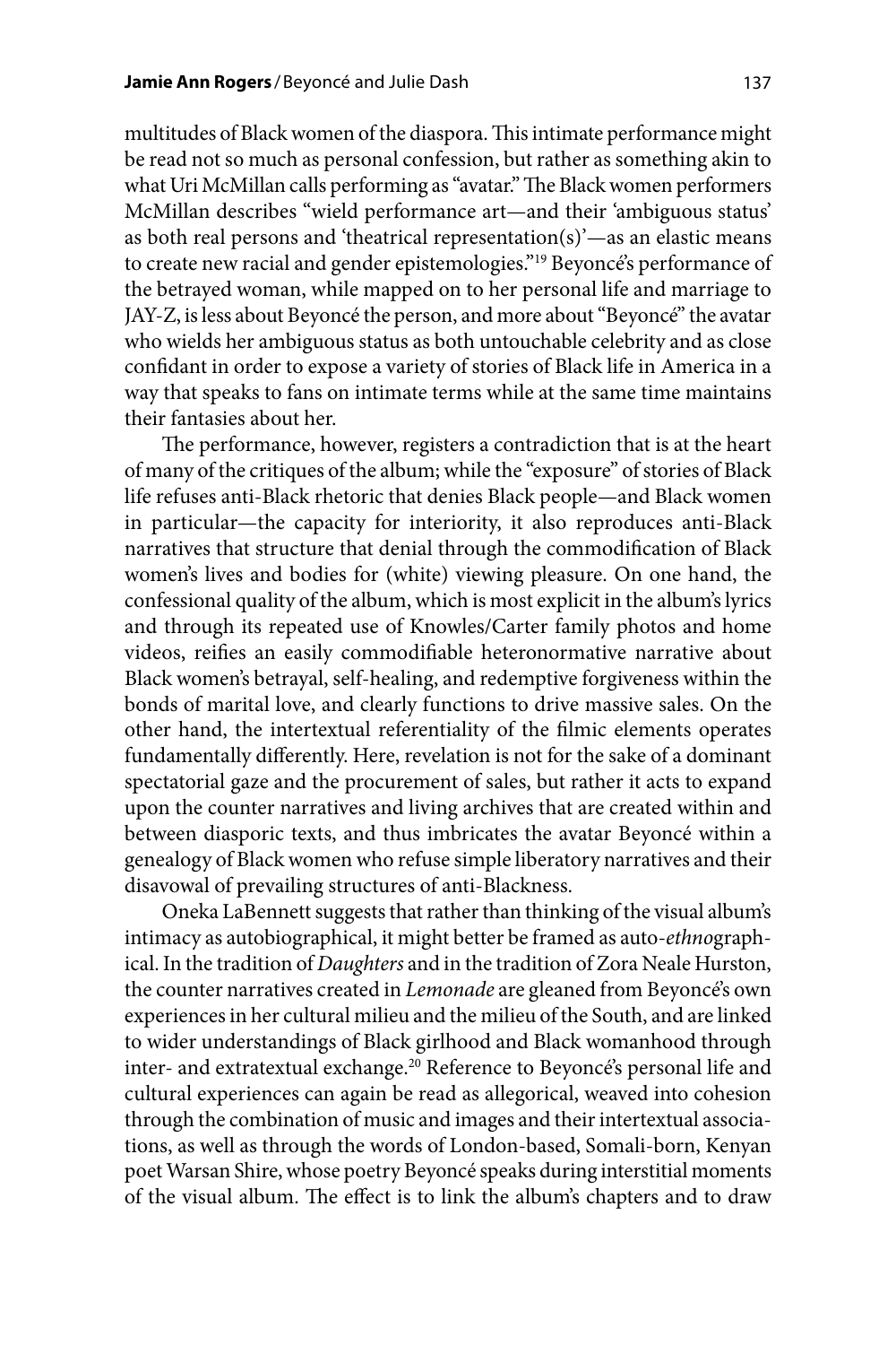multitudes of Black women of the diaspora. This intimate performance might be read not so much as personal confession, but rather as something akin to what Uri McMillan calls performing as "avatar." The Black women performers McMillan describes "wield performance art—and their 'ambiguous status' as both real persons and 'theatrical representation(s)'—as an elastic means to create new racial and gender epistemologies."[19] Beyoncé's performance of the betrayed woman, while mapped on to her personal life and marriage to JAY-Z, is less about Beyoncé the person, and more about "Beyoncé" the avatar who wields her ambiguous status as both untouchable celebrity and as close confidant in order to expose a variety of stories of Black life in America in a way that speaks to fans on intimate terms while at the same time maintains their fantasies about her.

The performance, however, registers a contradiction that is at the heart of many of the critiques of the album; while the "exposure" of stories of Black life refuses anti-Black rhetoric that denies Black people—and Black women in particular—the capacity for interiority, it also reproduces anti-Black narratives that structure that denial through the commodification of Black women's lives and bodies for (white) viewing pleasure. On one hand, the confessional quality of the album, which is most explicit in the album's lyrics and through its repeated use of Knowles/Carter family photos and home videos, reifies an easily commodifiable heteronormative narrative about Black women's betrayal, self-healing, and redemptive forgiveness within the bonds of marital love, and clearly functions to drive massive sales. On the other hand, the intertextual referentiality of the filmic elements operates fundamentally differently. Here, revelation is not for the sake of a dominant spectatorial gaze and the procurement of sales, but rather it acts to expand upon the counter narratives and living archives that are created within and between diasporic texts, and thus imbricates the avatar Beyoncé within a genealogy of Black women who refuse simple liberatory narratives and their disavowal of prevailing structures of anti-Blackness.

Oneka LaBennett suggests that rather than thinking of the visual album's intimacy as autobiographical, it might better be framed as auto-*ethno*graphical. In the tradition of *Daughters* and in the tradition of Zora Neale Hurston, the counter narratives created in *Lemonade* are gleaned from Beyoncé's own experiences in her cultural milieu and the milieu of the South, and are linked to wider understandings of Black girlhood and Black womanhood through inter- and extratextual exchange.[20] Reference to Beyoncé's personal life and cultural experiences can again be read as allegorical, weaved into cohesion through the combination of music and images and their intertextual associations, as well as through the words of London-based, Somali-born, Kenyan poet Warsan Shire, whose poetry Beyoncé speaks during interstitial moments of the visual album. The effect is to link the album's chapters and to draw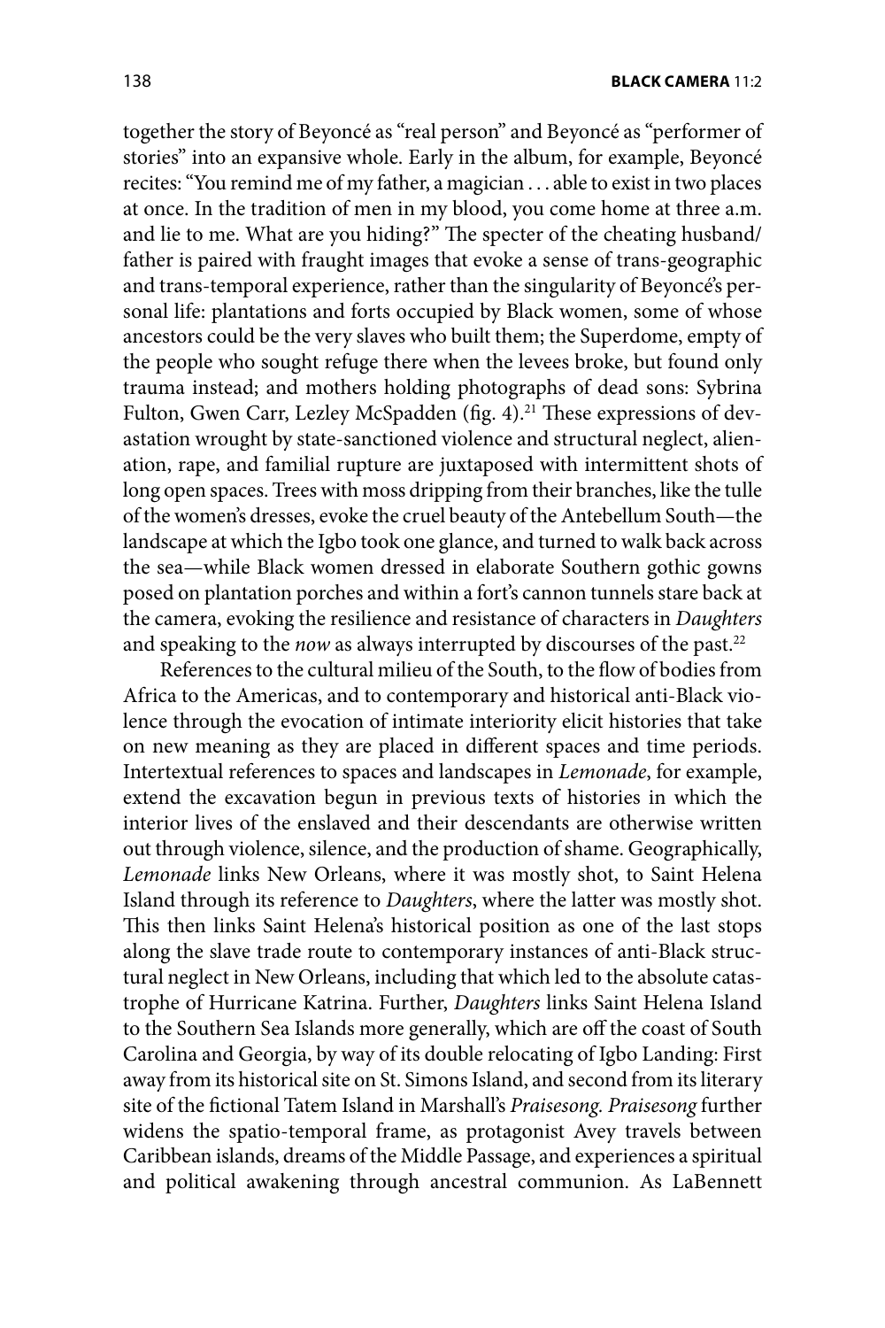together the story of Beyoncé as "real person" and Beyoncé as "performer of stories" into an expansive whole. Early in the album, for example, Beyoncé recites: "You remind me of my father, a magician . . . able to exist in two places at once. In the tradition of men in my blood, you come home at three a.m. and lie to me. What are you hiding?" The specter of the cheating husband/father is paired with fraught images that evoke a sense of trans-geographic and trans-temporal experience, rather than the singularity of Beyoncé's personal life: plantations and forts occupied by Black women, some of whose ancestors could be the very slaves who built them; the Superdome, empty of the people who sought refuge there when the levees broke, but found only trauma instead; and mothers holding photographs of dead sons: Sybrina Fulton, Gwen Carr, Lezley McSpadden (fig. 4).[21] These expressions of devastation wrought by state-sanctioned violence and structural neglect, alienation, rape, and familial rupture are juxtaposed with intermittent shots of long open spaces. Trees with moss dripping from their branches, like the tulle of the women's dresses, evoke the cruel beauty of the Antebellum South—the landscape at which the Igbo took one glance, and turned to walk back across the sea—while Black women dressed in elaborate Southern gothic gowns posed on plantation porches and within a fort's cannon tunnels stare back at the camera, evoking the resilience and resistance of characters in *Daughters* and speaking to the *now* as always interrupted by discourses of the past.[22]

References to the cultural milieu of the South, to the flow of bodies from Africa to the Americas, and to contemporary and historical anti-Black violence through the evocation of intimate interiority elicit histories that take on new meaning as they are placed in different spaces and time periods. Intertextual references to spaces and landscapes in *Lemonade*, for example, extend the excavation begun in previous texts of histories in which the interior lives of the enslaved and their descendants are otherwise written out through violence, silence, and the production of shame. Geographically, *Lemonade* links New Orleans, where it was mostly shot, to Saint Helena Island through its reference to *Daughters*, where the latter was mostly shot. This then links Saint Helena's historical position as one of the last stops along the slave trade route to contemporary instances of anti-Black structural neglect in New Orleans, including that which led to the absolute catastrophe of Hurricane Katrina. Further, *Daughters* links Saint Helena Island to the Southern Sea Islands more generally, which are off the coast of South Carolina and Georgia, by way of its double relocating of Igbo Landing: First away from its historical site on St. Simons Island, and second from its literary site of the fictional Tatem Island in Marshall's *Praisesong*. *Praisesong* further widens the spatio-temporal frame, as protagonist Avey travels between Caribbean islands, dreams of the Middle Passage, and experiences a spiritual and political awakening through ancestral communion. As LaBennett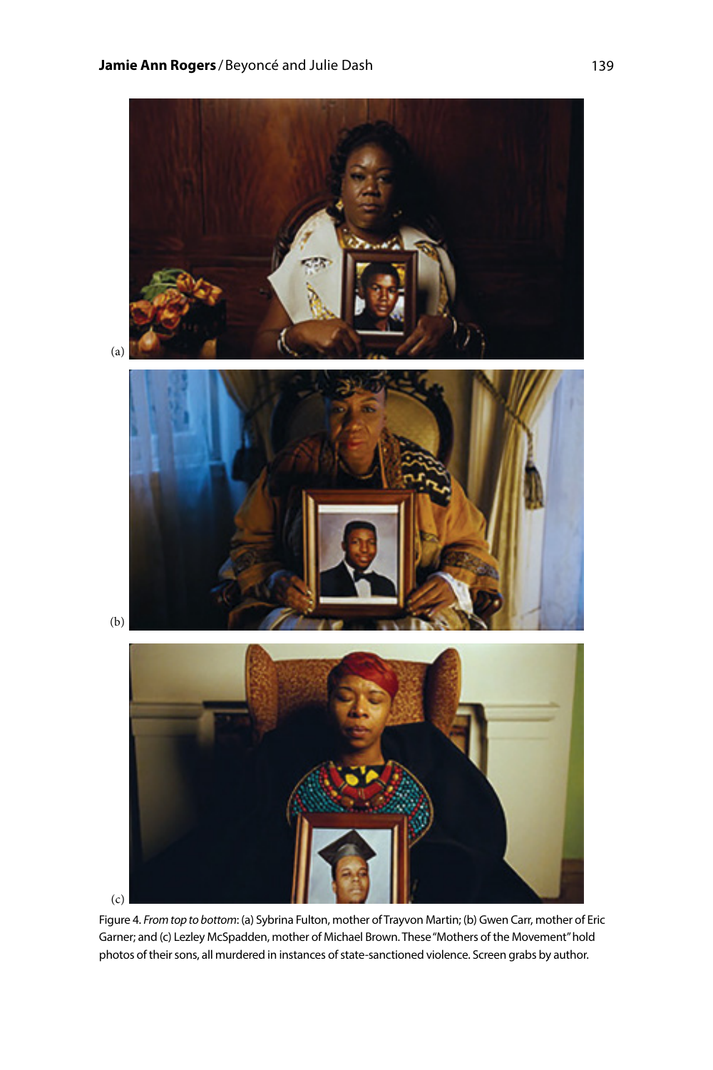(a)

(b)

(c)

Figure 4. *From top to bottom*: (a) Sybrina Fulton, mother of Trayvon Martin; (b) Gwen Carr, mother of Eric Garner; and (c) Lezley McSpadden, mother of Michael Brown. These "Mothers of the Movement" hold photos of their sons, all murdered in instances of state-sanctioned violence. Screen grabs by author.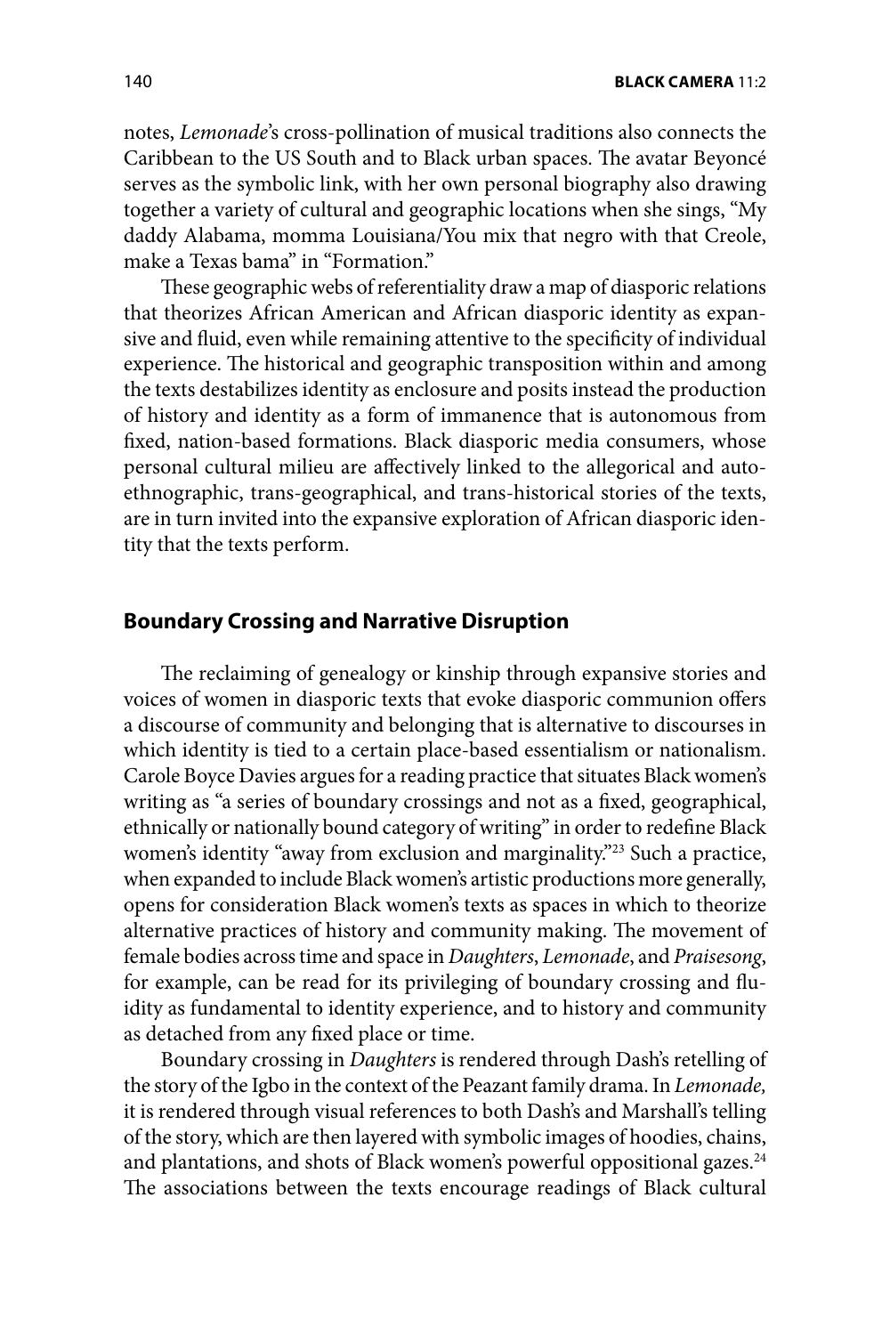notes, *Lemonade*'s cross-pollination of musical traditions also connects the Caribbean to the US South and to Black urban spaces. The avatar Beyoncé serves as the symbolic link, with her own personal biography also drawing together a variety of cultural and geographic locations when she sings, "My daddy Alabama, momma Louisiana/You mix that negro with that Creole, make a Texas bama" in "Formation."

These geographic webs of referentiality draw a map of diasporic relations that theorizes African American and African diasporic identity as expansive and fluid, even while remaining attentive to the specificity of individual experience. The historical and geographic transposition within and among the texts destabilizes identity as enclosure and posits instead the production of history and identity as a form of immanence that is autonomous from fixed, nation-based formations. Black diasporic media consumers, whose personal cultural milieu are affectively linked to the allegorical and auto-ethnographic, trans-geographical, and trans-historical stories of the texts, are in turn invited into the expansive exploration of African diasporic identity that the texts perform.

## Boundary Crossing and Narrative Disruption

The reclaiming of genealogy or kinship through expansive stories and voices of women in diasporic texts that evoke diasporic communion offers a discourse of community and belonging that is alternative to discourses in which identity is tied to a certain place-based essentialism or nationalism. Carole Boyce Davies argues for a reading practice that situates Black women's writing as "a series of boundary crossings and not as a fixed, geographical, ethnically or nationally bound category of writing" in order to redefine Black women's identity "away from exclusion and marginality."[23] Such a practice, when expanded to include Black women's artistic productions more generally, opens for consideration Black women's texts as spaces in which to theorize alternative practices of history and community making. The movement of female bodies across time and space in *Daughters*, *Lemonade*, and *Praisesong*, for example, can be read for its privileging of boundary crossing and fluidity as fundamental to identity experience, and to history and community as detached from any fixed place or time.

Boundary crossing in *Daughters* is rendered through Dash's retelling of the story of the Igbo in the context of the Peazant family drama. In *Lemonade,* it is rendered through visual references to both Dash's and Marshall's telling of the story, which are then layered with symbolic images of hoodies, chains, and plantations, and shots of Black women's powerful oppositional gazes.[24] The associations between the texts encourage readings of Black cultural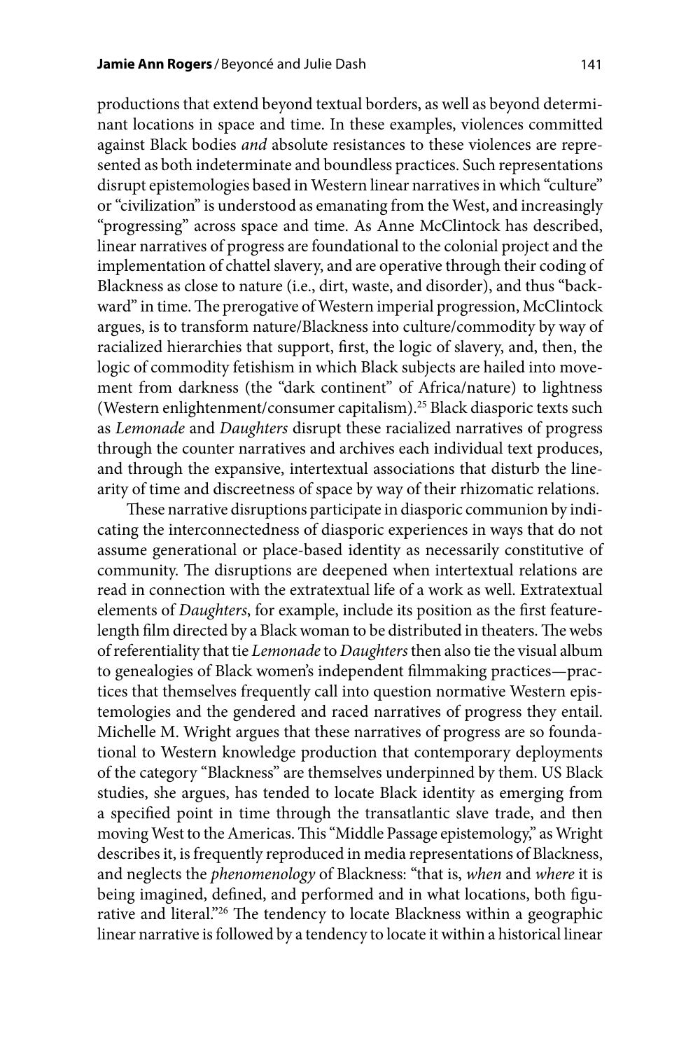productions that extend beyond textual borders, as well as beyond determinant locations in space and time. In these examples, violences committed against Black bodies *and* absolute resistances to these violences are represented as both indeterminate and boundless practices. Such representations disrupt epistemologies based in Western linear narratives in which "culture" or "civilization" is understood as emanating from the West, and increasingly "progressing" across space and time. As Anne McClintock has described, linear narratives of progress are foundational to the colonial project and the implementation of chattel slavery, and are operative through their coding of Blackness as close to nature (i.e., dirt, waste, and disorder), and thus "backward" in time. The prerogative of Western imperial progression, McClintock argues, is to transform nature/Blackness into culture/commodity by way of racialized hierarchies that support, first, the logic of slavery, and, then, the logic of commodity fetishism in which Black subjects are hailed into movement from darkness (the "dark continent" of Africa/nature) to lightness (Western enlightenment/consumer capitalism).[25] Black diasporic texts such as *Lemonade* and *Daughters* disrupt these racialized narratives of progress through the counter narratives and archives each individual text produces, and through the expansive, intertextual associations that disturb the linearity of time and discreetness of space by way of their rhizomatic relations.

These narrative disruptions participate in diasporic communion by indicating the interconnectedness of diasporic experiences in ways that do not assume generational or place-based identity as necessarily constitutive of community. The disruptions are deepened when intertextual relations are read in connection with the extratextual life of a work as well. Extratextual elements of *Daughters*, for example, include its position as the first feature-length film directed by a Black woman to be distributed in theaters. The webs of referentiality that tie *Lemonade* to *Daughters* then also tie the visual album to genealogies of Black women's independent filmmaking practices—practices that themselves frequently call into question normative Western epistemologies and the gendered and raced narratives of progress they entail. Michelle M. Wright argues that these narratives of progress are so foundational to Western knowledge production that contemporary deployments of the category "Blackness" are themselves underpinned by them. US Black studies, she argues, has tended to locate Black identity as emerging from a specified point in time through the transatlantic slave trade, and then moving West to the Americas. This "Middle Passage epistemology," as Wright describes it, is frequently reproduced in media representations of Blackness, and neglects the *phenomenology* of Blackness: "that is, *when* and *where* it is being imagined, defined, and performed and in what locations, both figurative and literal."[26] The tendency to locate Blackness within a geographic linear narrative is followed by a tendency to locate it within a historical linear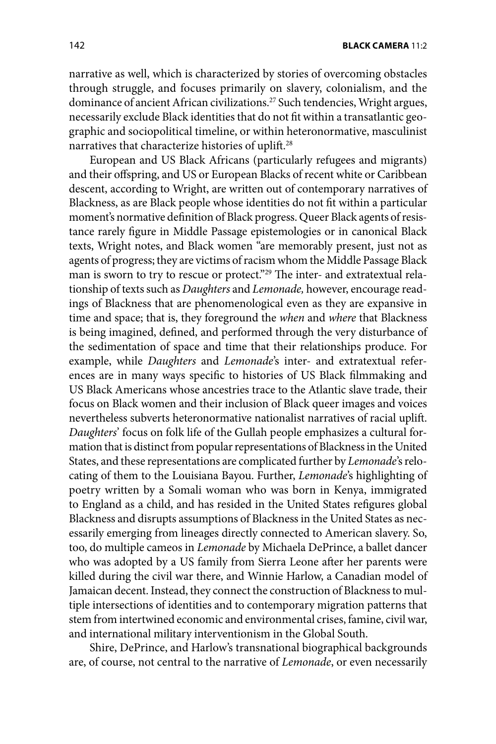narrative as well, which is characterized by stories of overcoming obstacles through struggle, and focuses primarily on slavery, colonialism, and the dominance of ancient African civilizations.[27] Such tendencies, Wright argues, necessarily exclude Black identities that do not fit within a transatlantic geographic and sociopolitical timeline, or within heteronormative, masculinist narratives that characterize histories of uplift.[28]

European and US Black Africans (particularly refugees and migrants) and their offspring, and US or European Blacks of recent white or Caribbean descent, according to Wright, are written out of contemporary narratives of Blackness, as are Black people whose identities do not fit within a particular moment's normative definition of Black progress. Queer Black agents of resistance rarely figure in Middle Passage epistemologies or in canonical Black texts, Wright notes, and Black women "are memorably present, just not as agents of progress; they are victims of racism whom the Middle Passage Black man is sworn to try to rescue or protect."[29] The inter- and extratextual relationship of texts such as *Daughters* and *Lemonade,* however, encourage readings of Blackness that are phenomenological even as they are expansive in time and space; that is, they foreground the *when* and *where* that Blackness is being imagined, defined, and performed through the very disturbance of the sedimentation of space and time that their relationships produce. For example, while *Daughters* and *Lemonade*'s inter- and extratextual references are in many ways specific to histories of US Black filmmaking and US Black Americans whose ancestries trace to the Atlantic slave trade, their focus on Black women and their inclusion of Black queer images and voices nevertheless subverts heteronormative nationalist narratives of racial uplift. *Daughters*' focus on folk life of the Gullah people emphasizes a cultural formation that is distinct from popular representations of Blackness in the United States, and these representations are complicated further by *Lemonade*'s relocating of them to the Louisiana Bayou. Further, *Lemonade*'s highlighting of poetry written by a Somali woman who was born in Kenya, immigrated to England as a child, and has resided in the United States refigures global Blackness and disrupts assumptions of Blackness in the United States as necessarily emerging from lineages directly connected to American slavery. So, too, do multiple cameos in *Lemonade* by Michaela DePrince, a ballet dancer who was adopted by a US family from Sierra Leone after her parents were killed during the civil war there, and Winnie Harlow, a Canadian model of Jamaican decent. Instead, they connect the construction of Blackness to multiple intersections of identities and to contemporary migration patterns that stem from intertwined economic and environmental crises, famine, civil war, and international military interventionism in the Global South.

Shire, DePrince, and Harlow's transnational biographical backgrounds are, of course, not central to the narrative of *Lemonade*, or even necessarily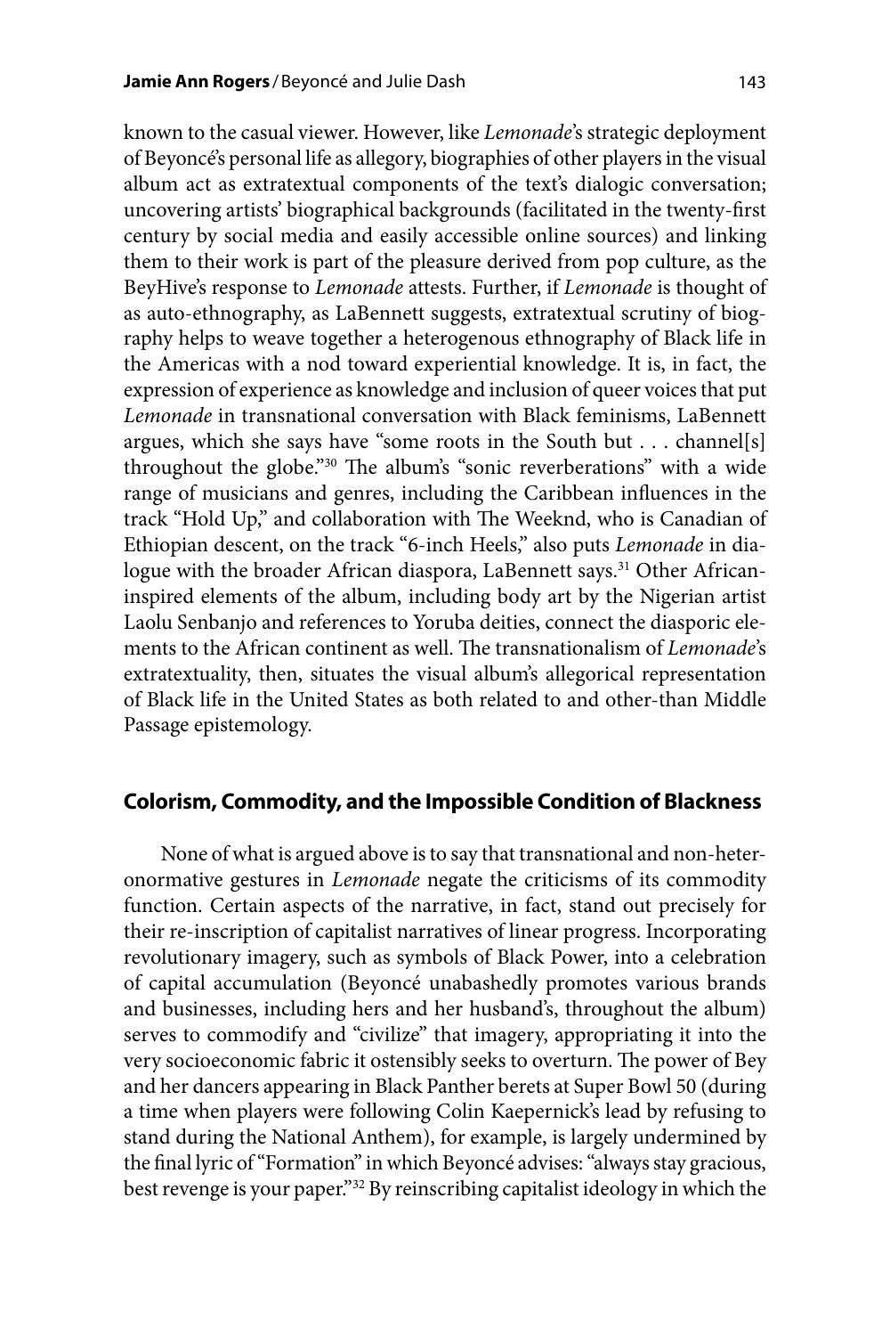known to the casual viewer. However, like *Lemonade*'s strategic deployment of Beyoncé's personal life as allegory, biographies of other players in the visual album act as extratextual components of the text's dialogic conversation; uncovering artists' biographical backgrounds (facilitated in the twenty-first century by social media and easily accessible online sources) and linking them to their work is part of the pleasure derived from pop culture, as the BeyHive's response to *Lemonade* attests. Further, if *Lemonade* is thought of as auto-ethnography, as LaBennett suggests, extratextual scrutiny of biography helps to weave together a heterogenous ethnography of Black life in the Americas with a nod toward experiential knowledge. It is, in fact, the expression of experience as knowledge and inclusion of queer voices that put *Lemonade* in transnational conversation with Black feminisms, LaBennett argues, which she says have "some roots in the South but . . . channel[s] throughout the globe."[30] The album's "sonic reverberations" with a wide range of musicians and genres, including the Caribbean influences in the track "Hold Up," and collaboration with The Weeknd, who is Canadian of Ethiopian descent, on the track "6-inch Heels," also puts *Lemonade* in dialogue with the broader African diaspora, LaBennett says.[31] Other African-inspired elements of the album, including body art by the Nigerian artist Laolu Senbanjo and references to Yoruba deities, connect the diasporic elements to the African continent as well. The transnationalism of *Lemonade*'s extratextuality, then, situates the visual album's allegorical representation of Black life in the United States as both related to and other-than Middle Passage epistemology.

## Colorism, Commodity, and the Impossible Condition of Blackness

None of what is argued above is to say that transnational and non-heteronormative gestures in *Lemonade* negate the criticisms of its commodity function. Certain aspects of the narrative, in fact, stand out precisely for their re-inscription of capitalist narratives of linear progress. Incorporating revolutionary imagery, such as symbols of Black Power, into a celebration of capital accumulation (Beyoncé unabashedly promotes various brands and businesses, including hers and her husband's, throughout the album) serves to commodify and "civilize" that imagery, appropriating it into the very socioeconomic fabric it ostensibly seeks to overturn. The power of Bey and her dancers appearing in Black Panther berets at Super Bowl 50 (during a time when players were following Colin Kaepernick's lead by refusing to stand during the National Anthem), for example, is largely undermined by the final lyric of "Formation" in which Beyoncé advises: "always stay gracious, best revenge is your paper."[32] By reinscribing capitalist ideology in which the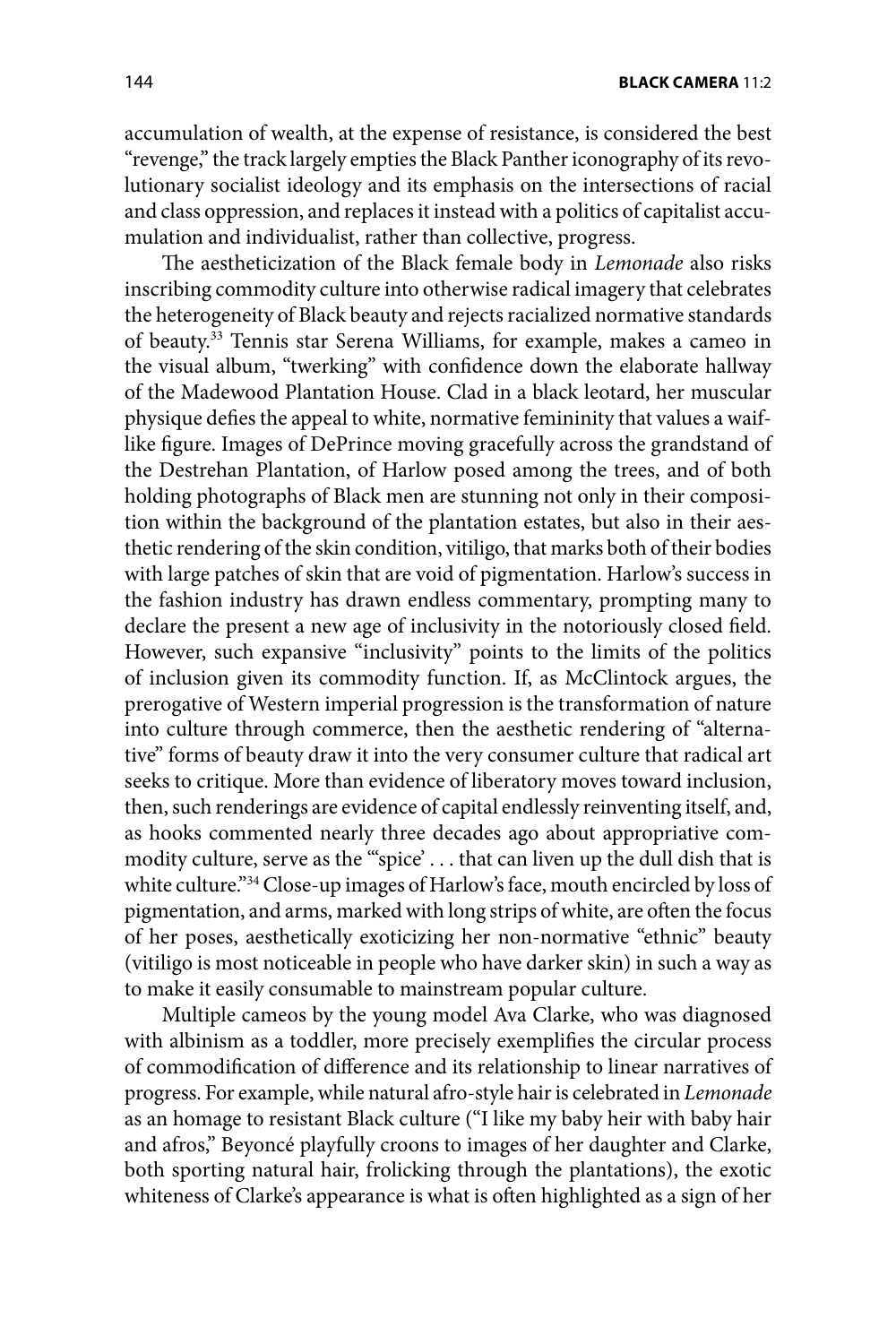accumulation of wealth, at the expense of resistance, is considered the best "revenge," the track largely empties the Black Panther iconography of its revolutionary socialist ideology and its emphasis on the intersections of racial and class oppression, and replaces it instead with a politics of capitalist accumulation and individualist, rather than collective, progress.

The aestheticization of the Black female body in *Lemonade* also risks inscribing commodity culture into otherwise radical imagery that celebrates the heterogeneity of Black beauty and rejects racialized normative standards of beauty.[33] Tennis star Serena Williams, for example, makes a cameo in the visual album, "twerking" with confidence down the elaborate hallway of the Madewood Plantation House. Clad in a black leotard, her muscular physique defies the appeal to white, normative femininity that values a waif-like figure. Images of DePrince moving gracefully across the grandstand of the Destrehan Plantation, of Harlow posed among the trees, and of both holding photographs of Black men are stunning not only in their composition within the background of the plantation estates, but also in their aesthetic rendering of the skin condition, vitiligo, that marks both of their bodies with large patches of skin that are void of pigmentation. Harlow's success in the fashion industry has drawn endless commentary, prompting many to declare the present a new age of inclusivity in the notoriously closed field. However, such expansive "inclusivity" points to the limits of the politics of inclusion given its commodity function. If, as McClintock argues, the prerogative of Western imperial progression is the transformation of nature into culture through commerce, then the aesthetic rendering of "alternative" forms of beauty draw it into the very consumer culture that radical art seeks to critique. More than evidence of liberatory moves toward inclusion, then, such renderings are evidence of capital endlessly reinventing itself, and, as hooks commented nearly three decades ago about appropriative commodity culture, serve as the "'spice' . . . that can liven up the dull dish that is white culture."[34] Close-up images of Harlow's face, mouth encircled by loss of pigmentation, and arms, marked with long strips of white, are often the focus of her poses, aesthetically exoticizing her non-normative "ethnic" beauty (vitiligo is most noticeable in people who have darker skin) in such a way as to make it easily consumable to mainstream popular culture.

Multiple cameos by the young model Ava Clarke, who was diagnosed with albinism as a toddler, more precisely exemplifies the circular process of commodification of difference and its relationship to linear narratives of progress. For example, while natural afro-style hair is celebrated in *Lemonade* as an homage to resistant Black culture ("I like my baby heir with baby hair and afros," Beyoncé playfully croons to images of her daughter and Clarke, both sporting natural hair, frolicking through the plantations), the exotic whiteness of Clarke's appearance is what is often highlighted as a sign of her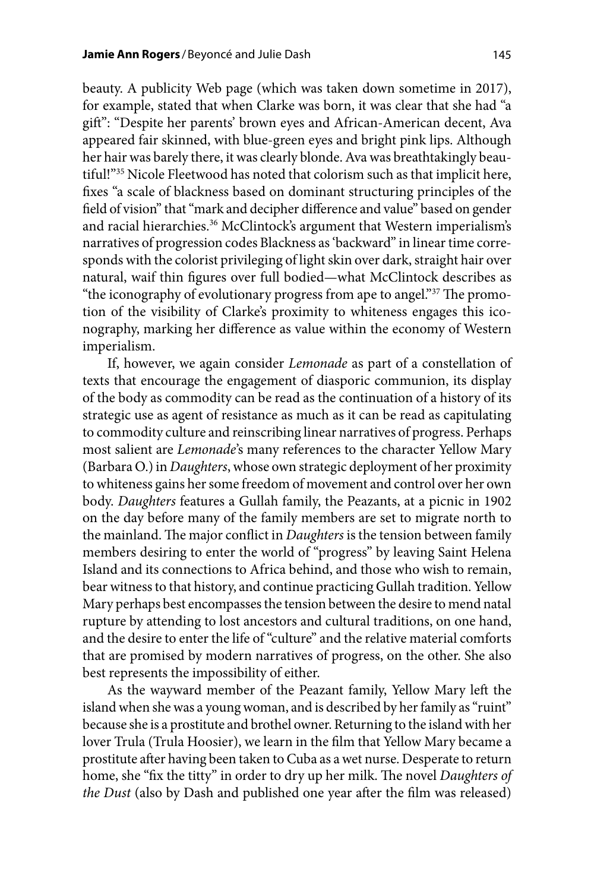beauty. A publicity Web page (which was taken down sometime in 2017), for example, stated that when Clarke was born, it was clear that she had "a gift": "Despite her parents' brown eyes and African-American decent, Ava appeared fair skinned, with blue-green eyes and bright pink lips. Although her hair was barely there, it was clearly blonde. Ava was breathtakingly beautiful!"[35] Nicole Fleetwood has noted that colorism such as that implicit here, fixes "a scale of blackness based on dominant structuring principles of the field of vision" that "mark and decipher difference and value" based on gender and racial hierarchies.[36] McClintock's argument that Western imperialism's narratives of progression codes Blackness as 'backward" in linear time corresponds with the colorist privileging of light skin over dark, straight hair over natural, waif thin figures over full bodied—what McClintock describes as "the iconography of evolutionary progress from ape to angel."[37] The promotion of the visibility of Clarke's proximity to whiteness engages this iconography, marking her difference as value within the economy of Western imperialism.

If, however, we again consider *Lemonade* as part of a constellation of texts that encourage the engagement of diasporic communion, its display of the body as commodity can be read as the continuation of a history of its strategic use as agent of resistance as much as it can be read as capitulating to commodity culture and reinscribing linear narratives of progress. Perhaps most salient are *Lemonade*'s many references to the character Yellow Mary (Barbara O.) in *Daughters*, whose own strategic deployment of her proximity to whiteness gains her some freedom of movement and control over her own body. *Daughters* features a Gullah family, the Peazants, at a picnic in 1902 on the day before many of the family members are set to migrate north to the mainland. The major conflict in *Daughters* is the tension between family members desiring to enter the world of "progress" by leaving Saint Helena Island and its connections to Africa behind, and those who wish to remain, bear witness to that history, and continue practicing Gullah tradition. Yellow Mary perhaps best encompasses the tension between the desire to mend natal rupture by attending to lost ancestors and cultural traditions, on one hand, and the desire to enter the life of "culture" and the relative material comforts that are promised by modern narratives of progress, on the other. She also best represents the impossibility of either.

As the wayward member of the Peazant family, Yellow Mary left the island when she was a young woman, and is described by her family as "ruint" because she is a prostitute and brothel owner. Returning to the island with her lover Trula (Trula Hoosier), we learn in the film that Yellow Mary became a prostitute after having been taken to Cuba as a wet nurse. Desperate to return home, she "fix the titty" in order to dry up her milk. The novel *Daughters of the Dust* (also by Dash and published one year after the film was released)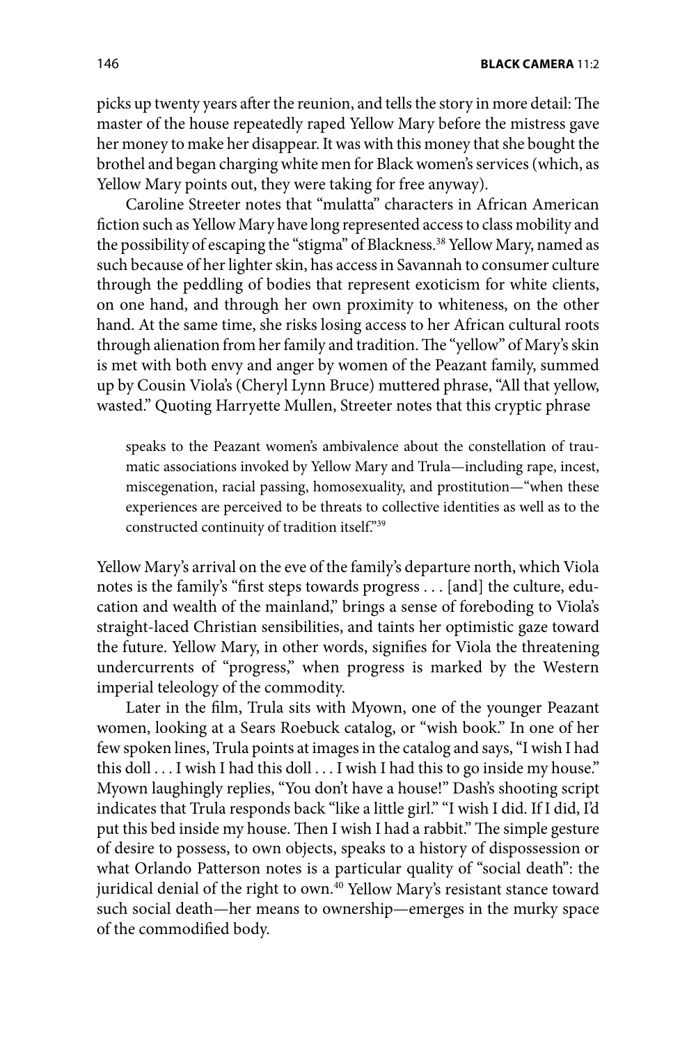picks up twenty years after the reunion, and tells the story in more detail: The master of the house repeatedly raped Yellow Mary before the mistress gave her money to make her disappear. It was with this money that she bought the brothel and began charging white men for Black women's services (which, as Yellow Mary points out, they were taking for free anyway).

Caroline Streeter notes that "mulatta" characters in African American fiction such as Yellow Mary have long represented access to class mobility and the possibility of escaping the "stigma" of Blackness.[38] Yellow Mary, named as such because of her lighter skin, has access in Savannah to consumer culture through the peddling of bodies that represent exoticism for white clients, on one hand, and through her own proximity to whiteness, on the other hand. At the same time, she risks losing access to her African cultural roots through alienation from her family and tradition. The "yellow" of Mary's skin is met with both envy and anger by women of the Peazant family, summed up by Cousin Viola's (Cheryl Lynn Bruce) muttered phrase, "All that yellow, wasted." Quoting Harryette Mullen, Streeter notes that this cryptic phrase

> speaks to the Peazant women's ambivalence about the constellation of traumatic associations invoked by Yellow Mary and Trula—including rape, incest, miscegenation, racial passing, homosexuality, and prostitution—"when these experiences are perceived to be threats to collective identities as well as to the constructed continuity of tradition itself."[39]

Yellow Mary's arrival on the eve of the family's departure north, which Viola notes is the family's "first steps towards progress . . . [and] the culture, education and wealth of the mainland," brings a sense of foreboding to Viola's straight-laced Christian sensibilities, and taints her optimistic gaze toward the future. Yellow Mary, in other words, signifies for Viola the threatening undercurrents of "progress," when progress is marked by the Western imperial teleology of the commodity.

Later in the film, Trula sits with Myown, one of the younger Peazant women, looking at a Sears Roebuck catalog, or "wish book." In one of her few spoken lines, Trula points at images in the catalog and says, "I wish I had this doll . . . I wish I had this doll . . . I wish I had this to go inside my house." Myown laughingly replies, "You don't have a house!" Dash's shooting script indicates that Trula responds back "like a little girl." "I wish I did. If I did, I'd put this bed inside my house. Then I wish I had a rabbit." The simple gesture of desire to possess, to own objects, speaks to a history of dispossession or what Orlando Patterson notes is a particular quality of "social death": the juridical denial of the right to own.[40] Yellow Mary's resistant stance toward such social death—her means to ownership—emerges in the murky space of the commodified body.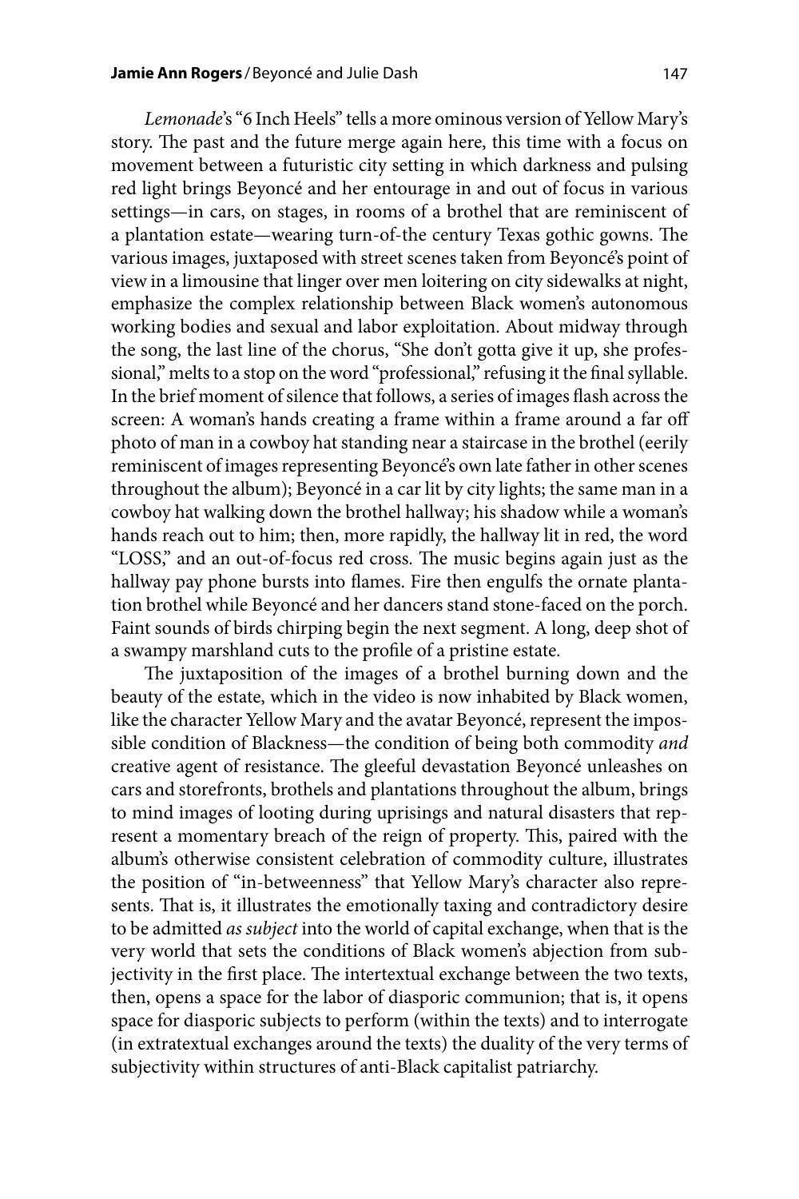*Lemonade*'s "6 Inch Heels" tells a more ominous version of Yellow Mary's story. The past and the future merge again here, this time with a focus on movement between a futuristic city setting in which darkness and pulsing red light brings Beyoncé and her entourage in and out of focus in various settings—in cars, on stages, in rooms of a brothel that are reminiscent of a plantation estate—wearing turn-of-the century Texas gothic gowns. The various images, juxtaposed with street scenes taken from Beyoncé's point of view in a limousine that linger over men loitering on city sidewalks at night, emphasize the complex relationship between Black women's autonomous working bodies and sexual and labor exploitation. About midway through the song, the last line of the chorus, "She don't gotta give it up, she professional," melts to a stop on the word "professional," refusing it the final syllable. In the brief moment of silence that follows, a series of images flash across the screen: A woman's hands creating a frame within a frame around a far off photo of man in a cowboy hat standing near a staircase in the brothel (eerily reminiscent of images representing Beyoncé's own late father in other scenes throughout the album); Beyoncé in a car lit by city lights; the same man in a cowboy hat walking down the brothel hallway; his shadow while a woman's hands reach out to him; then, more rapidly, the hallway lit in red, the word "LOSS," and an out-of-focus red cross. The music begins again just as the hallway pay phone bursts into flames. Fire then engulfs the ornate plantation brothel while Beyoncé and her dancers stand stone-faced on the porch. Faint sounds of birds chirping begin the next segment. A long, deep shot of a swampy marshland cuts to the profile of a pristine estate.

The juxtaposition of the images of a brothel burning down and the beauty of the estate, which in the video is now inhabited by Black women, like the character Yellow Mary and the avatar Beyoncé, represent the impossible condition of Blackness—the condition of being both commodity *and* creative agent of resistance. The gleeful devastation Beyoncé unleashes on cars and storefronts, brothels and plantations throughout the album, brings to mind images of looting during uprisings and natural disasters that represent a momentary breach of the reign of property. This, paired with the album's otherwise consistent celebration of commodity culture, illustrates the position of "in-betweenness" that Yellow Mary's character also represents. That is, it illustrates the emotionally taxing and contradictory desire to be admitted *as subject* into the world of capital exchange, when that is the very world that sets the conditions of Black women's abjection from subjectivity in the first place. The intertextual exchange between the two texts, then, opens a space for the labor of diasporic communion; that is, it opens space for diasporic subjects to perform (within the texts) and to interrogate (in extratextual exchanges around the texts) the duality of the very terms of subjectivity within structures of anti-Black capitalist patriarchy.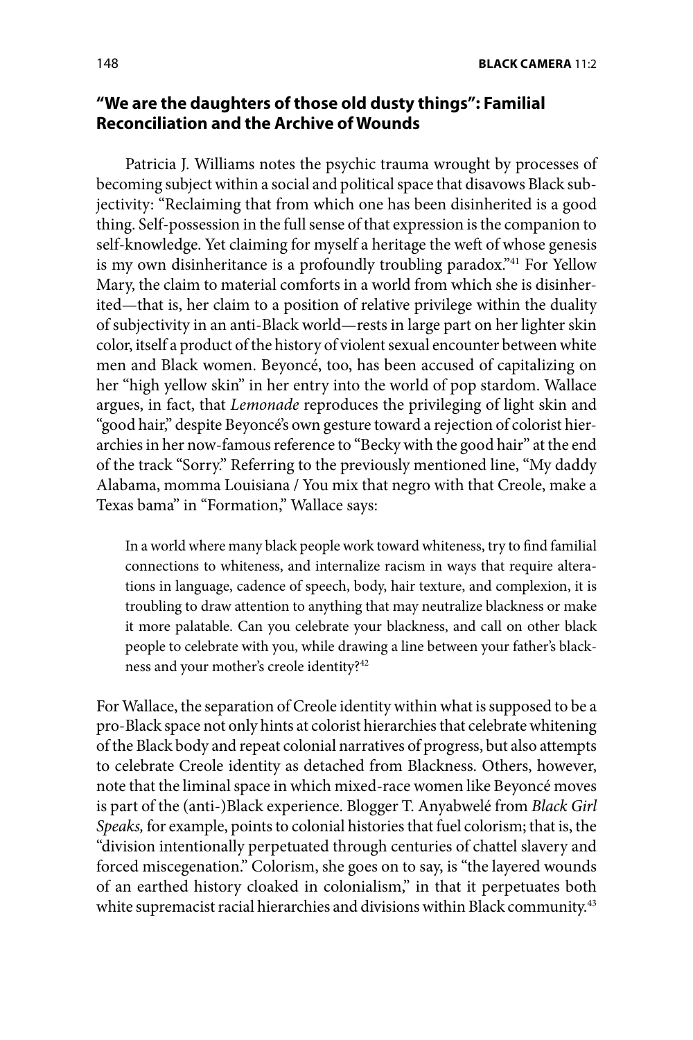### **"We are the daughters of those old dusty things": Familial Reconciliation and the Archive of Wounds**

Patricia J. Williams notes the psychic trauma wrought by processes of becoming subject within a social and political space that disavows Black subjectivity: "Reclaiming that from which one has been disinherited is a good thing. Self-possession in the full sense of that expression is the companion to self-knowledge. Yet claiming for myself a heritage the weft of whose genesis is my own disinheritance is a profoundly troubling paradox."[41] For Yellow Mary, the claim to material comforts in a world from which she is disinherited—that is, her claim to a position of relative privilege within the duality of subjectivity in an anti-Black world—rests in large part on her lighter skin color, itself a product of the history of violent sexual encounter between white men and Black women. Beyoncé, too, has been accused of capitalizing on her "high yellow skin" in her entry into the world of pop stardom. Wallace argues, in fact, that *Lemonade* reproduces the privileging of light skin and "good hair," despite Beyoncé's own gesture toward a rejection of colorist hierarchies in her now-famous reference to "Becky with the good hair" at the end of the track "Sorry." Referring to the previously mentioned line, "My daddy Alabama, momma Louisiana / You mix that negro with that Creole, make a Texas bama" in "Formation," Wallace says:

> In a world where many black people work toward whiteness, try to find familial connections to whiteness, and internalize racism in ways that require alterations in language, cadence of speech, body, hair texture, and complexion, it is troubling to draw attention to anything that may neutralize blackness or make it more palatable. Can you celebrate your blackness, and call on other black people to celebrate with you, while drawing a line between your father's blackness and your mother's creole identity?[42]

For Wallace, the separation of Creole identity within what is supposed to be a pro-Black space not only hints at colorist hierarchies that celebrate whitening of the Black body and repeat colonial narratives of progress, but also attempts to celebrate Creole identity as detached from Blackness. Others, however, note that the liminal space in which mixed-race women like Beyoncé moves is part of the (anti-)Black experience. Blogger T. Anyabwelé from *Black Girl Speaks,* for example, points to colonial histories that fuel colorism; that is, the "division intentionally perpetuated through centuries of chattel slavery and forced miscegenation." Colorism, she goes on to say, is "the layered wounds of an earthed history cloaked in colonialism," in that it perpetuates both white supremacist racial hierarchies and divisions within Black community.[43]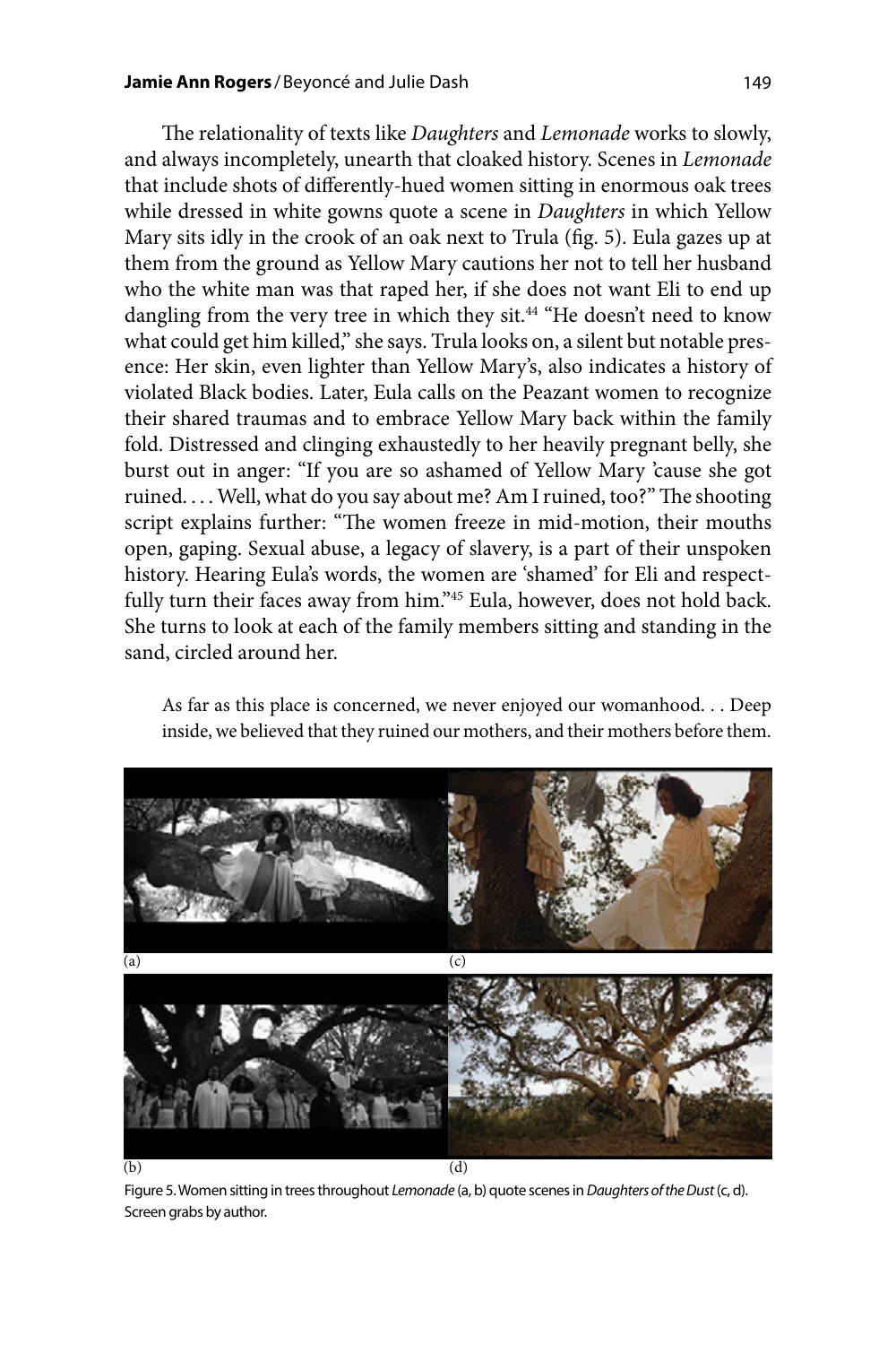The relationality of texts like *Daughters* and *Lemonade* works to slowly, and always incompletely, unearth that cloaked history. Scenes in *Lemonade* that include shots of differently-hued women sitting in enormous oak trees while dressed in white gowns quote a scene in *Daughters* in which Yellow Mary sits idly in the crook of an oak next to Trula (fig. 5). Eula gazes up at them from the ground as Yellow Mary cautions her not to tell her husband who the white man was that raped her, if she does not want Eli to end up dangling from the very tree in which they sit.[44] "He doesn't need to know what could get him killed," she says. Trula looks on, a silent but notable presence: Her skin, even lighter than Yellow Mary's, also indicates a history of violated Black bodies. Later, Eula calls on the Peazant women to recognize their shared traumas and to embrace Yellow Mary back within the family fold. Distressed and clinging exhaustedly to her heavily pregnant belly, she burst out in anger: "If you are so ashamed of Yellow Mary 'cause she got ruined. . . . Well, what do you say about me? Am I ruined, too?" The shooting script explains further: "The women freeze in mid-motion, their mouths open, gaping. Sexual abuse, a legacy of slavery, is a part of their unspoken history. Hearing Eula's words, the women are 'shamed' for Eli and respectfully turn their faces away from him."[45] Eula, however, does not hold back. She turns to look at each of the family members sitting and standing in the sand, circled around her.

> As far as this place is concerned, we never enjoyed our womanhood. . . Deep inside, we believed that they ruined our mothers, and their mothers before them.

(a) (c)

(b) (d)

Figure 5. Women sitting in trees throughout *Lemonade* (a, b) quote scenes in *Daughters of the Dust* (c, d). Screen grabs by author.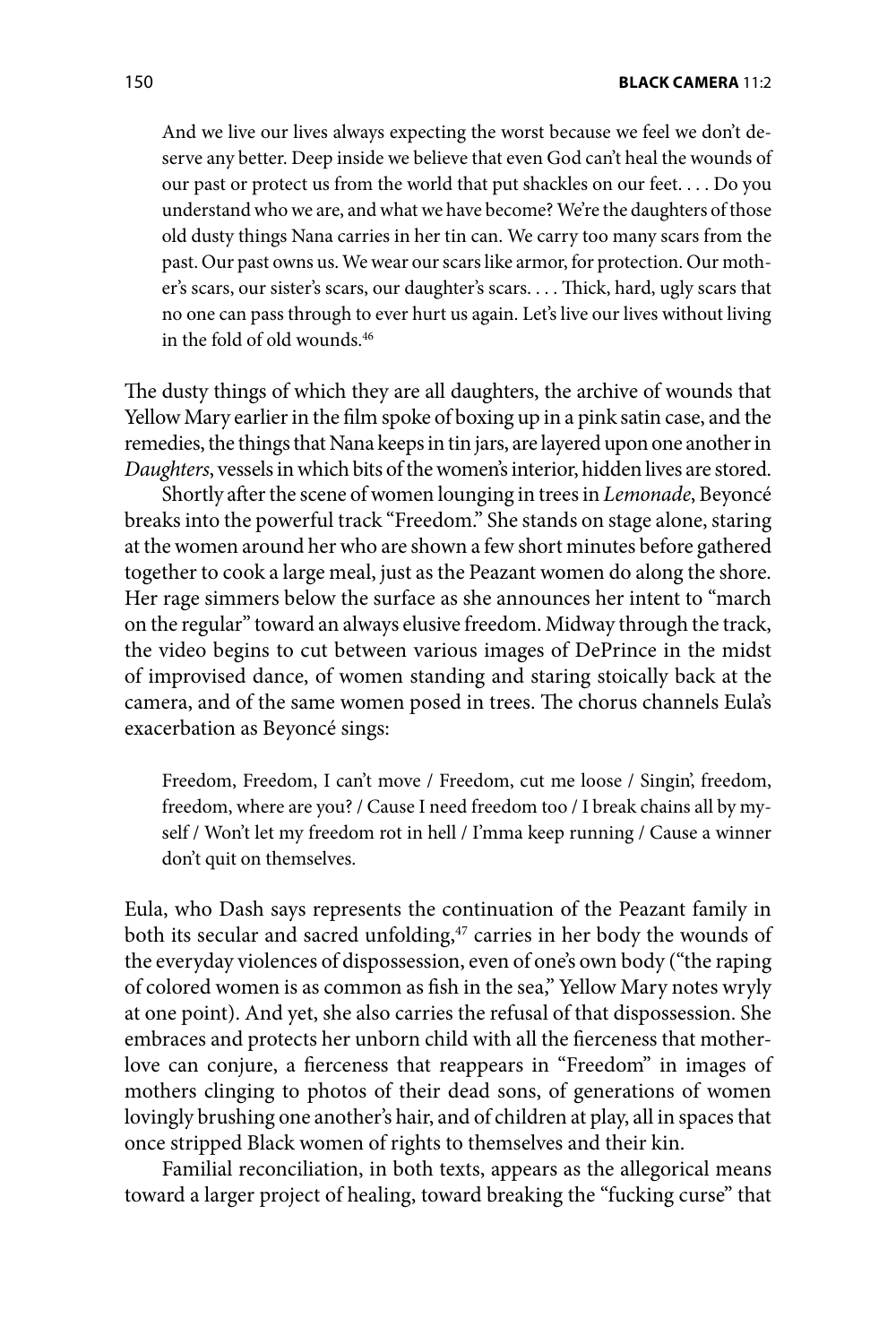> And we live our lives always expecting the worst because we feel we don't deserve any better. Deep inside we believe that even God can't heal the wounds of our past or protect us from the world that put shackles on our feet. . . . Do you understand who we are, and what we have become? We're the daughters of those old dusty things Nana carries in her tin can. We carry too many scars from the past. Our past owns us. We wear our scars like armor, for protection. Our mother's scars, our sister's scars, our daughter's scars. . . . Thick, hard, ugly scars that no one can pass through to ever hurt us again. Let's live our lives without living in the fold of old wounds.[46]

The dusty things of which they are all daughters, the archive of wounds that Yellow Mary earlier in the film spoke of boxing up in a pink satin case, and the remedies, the things that Nana keeps in tin jars, are layered upon one another in *Daughters*, vessels in which bits of the women's interior, hidden lives are stored.

Shortly after the scene of women lounging in trees in *Lemonade*, Beyoncé breaks into the powerful track "Freedom." She stands on stage alone, staring at the women around her who are shown a few short minutes before gathered together to cook a large meal, just as the Peazant women do along the shore. Her rage simmers below the surface as she announces her intent to "march on the regular" toward an always elusive freedom. Midway through the track, the video begins to cut between various images of DePrince in the midst of improvised dance, of women standing and staring stoically back at the camera, and of the same women posed in trees. The chorus channels Eula's exacerbation as Beyoncé sings:

> Freedom, Freedom, I can't move / Freedom, cut me loose / Singin', freedom, freedom, where are you? / Cause I need freedom too / I break chains all by myself / Won't let my freedom rot in hell / I'mma keep running / Cause a winner don't quit on themselves.

Eula, who Dash says represents the continuation of the Peazant family in both its secular and sacred unfolding,[47] carries in her body the wounds of the everyday violences of dispossession, even of one's own body ("the raping of colored women is as common as fish in the sea," Yellow Mary notes wryly at one point). And yet, she also carries the refusal of that dispossession. She embraces and protects her unborn child with all the fierceness that mother-love can conjure, a fierceness that reappears in "Freedom" in images of mothers clinging to photos of their dead sons, of generations of women lovingly brushing one another's hair, and of children at play, all in spaces that once stripped Black women of rights to themselves and their kin.

Familial reconciliation, in both texts, appears as the allegorical means toward a larger project of healing, toward breaking the "fucking curse" that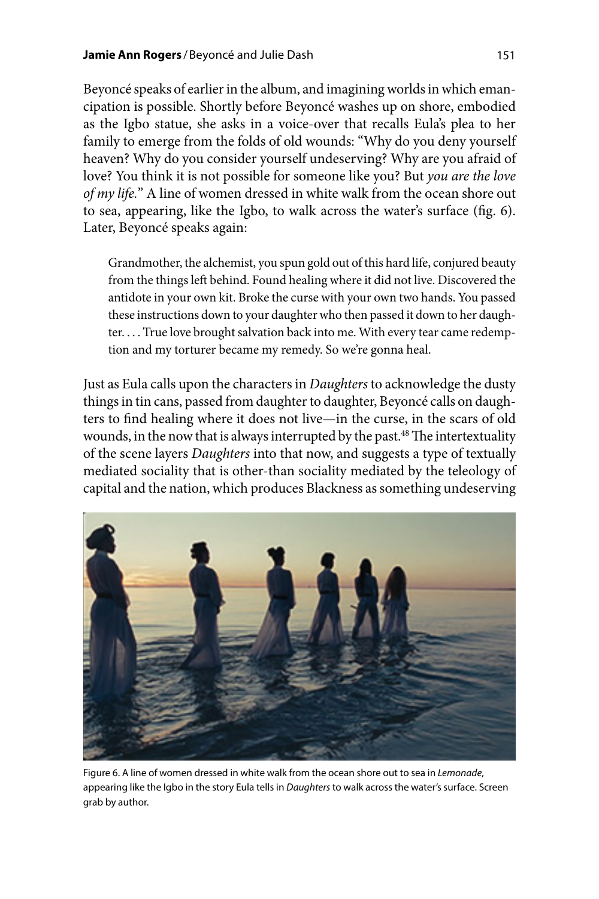Beyoncé speaks of earlier in the album, and imagining worlds in which emancipation is possible. Shortly before Beyoncé washes up on shore, embodied as the Igbo statue, she asks in a voice-over that recalls Eula's plea to her family to emerge from the folds of old wounds: "Why do you deny yourself heaven? Why do you consider yourself undeserving? Why are you afraid of love? You think it is not possible for someone like you? But *you are the love of my life.*" A line of women dressed in white walk from the ocean shore out to sea, appearing, like the Igbo, to walk across the water's surface (fig. 6). Later, Beyoncé speaks again:

> Grandmother, the alchemist, you spun gold out of this hard life, conjured beauty from the things left behind. Found healing where it did not live. Discovered the antidote in your own kit. Broke the curse with your own two hands. You passed these instructions down to your daughter who then passed it down to her daughter. . . . True love brought salvation back into me. With every tear came redemption and my torturer became my remedy. So we're gonna heal.

Just as Eula calls upon the characters in *Daughters* to acknowledge the dusty things in tin cans, passed from daughter to daughter, Beyoncé calls on daughters to find healing where it does not live—in the curse, in the scars of old wounds, in the now that is always interrupted by the past.[48] The intertextuality of the scene layers *Daughters* into that now, and suggests a type of textually mediated sociality that is other-than sociality mediated by the teleology of capital and the nation, which produces Blackness as something undeserving

Figure 6. A line of women dressed in white walk from the ocean shore out to sea in *Lemonade*, appearing like the Igbo in the story Eula tells in *Daughters* to walk across the water's surface. Screen grab by author.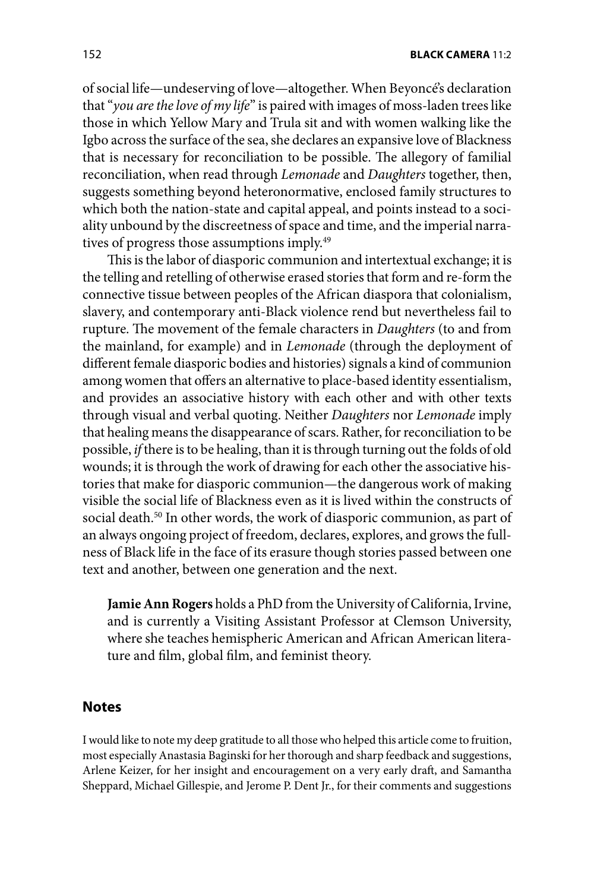of social life—undeserving of love—altogether. When Beyoncé's declaration that "*you are the love of my life*" is paired with images of moss-laden trees like those in which Yellow Mary and Trula sit and with women walking like the Igbo across the surface of the sea, she declares an expansive love of Blackness that is necessary for reconciliation to be possible. The allegory of familial reconciliation, when read through *Lemonade* and *Daughters* together, then, suggests something beyond heteronormative, enclosed family structures to which both the nation-state and capital appeal, and points instead to a sociality unbound by the discreetness of space and time, and the imperial narratives of progress those assumptions imply.[49]

This is the labor of diasporic communion and intertextual exchange; it is the telling and retelling of otherwise erased stories that form and re-form the connective tissue between peoples of the African diaspora that colonialism, slavery, and contemporary anti-Black violence rend but nevertheless fail to rupture. The movement of the female characters in *Daughters* (to and from the mainland, for example) and in *Lemonade* (through the deployment of different female diasporic bodies and histories) signals a kind of communion among women that offers an alternative to place-based identity essentialism, and provides an associative history with each other and with other texts through visual and verbal quoting. Neither *Daughters* nor *Lemonade* imply that healing means the disappearance of scars. Rather, for reconciliation to be possible, *if* there is to be healing, than it is through turning out the folds of old wounds; it is through the work of drawing for each other the associative histories that make for diasporic communion—the dangerous work of making visible the social life of Blackness even as it is lived within the constructs of social death.[50] In other words, the work of diasporic communion, as part of an always ongoing project of freedom, declares, explores, and grows the fullness of Black life in the face of its erasure though stories passed between one text and another, between one generation and the next.

**Jamie Ann Rogers** holds a PhD from the University of California, Irvine, and is currently a Visiting Assistant Professor at Clemson University, where she teaches hemispheric American and African American literature and film, global film, and feminist theory.

## Notes

I would like to note my deep gratitude to all those who helped this article come to fruition, most especially Anastasia Baginski for her thorough and sharp feedback and suggestions, Arlene Keizer, for her insight and encouragement on a very early draft, and Samantha Sheppard, Michael Gillespie, and Jerome P. Dent Jr., for their comments and suggestions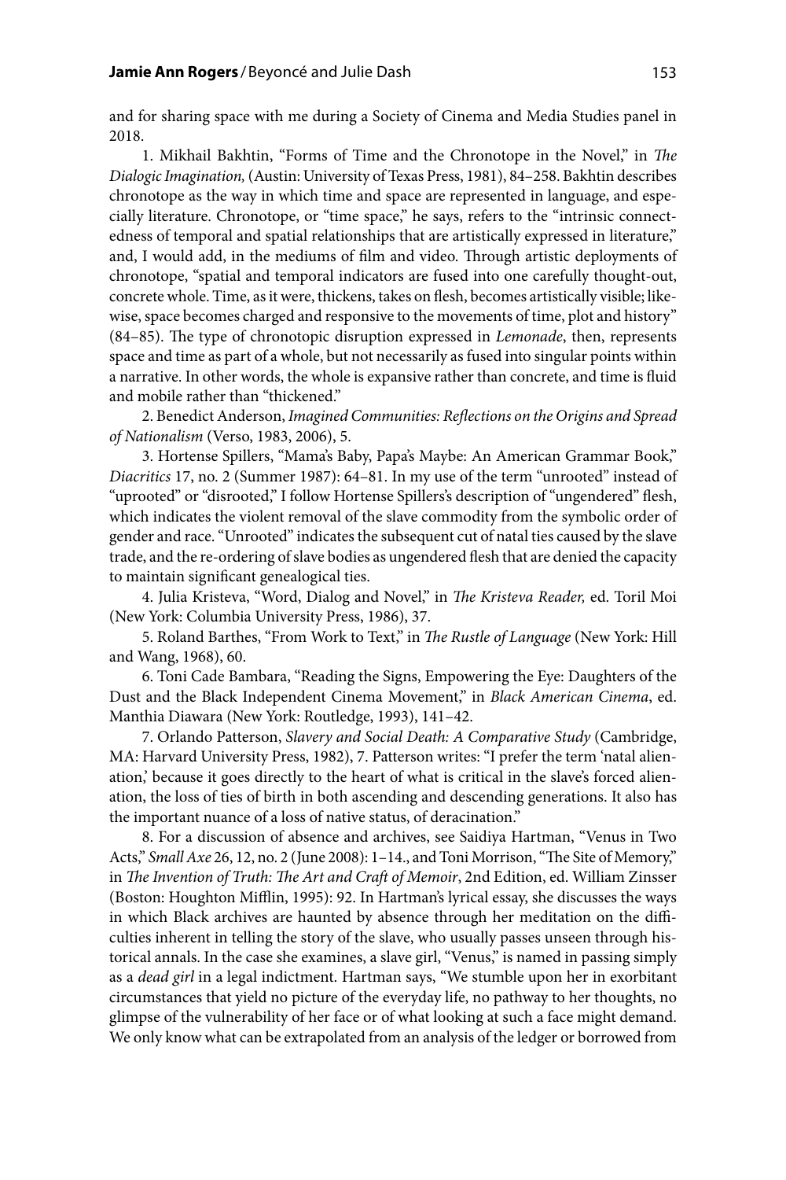and for sharing space with me during a Society of Cinema and Media Studies panel in 2018.

1. Mikhail Bakhtin, "Forms of Time and the Chronotope in the Novel," in *The Dialogic Imagination,* (Austin: University of Texas Press, 1981), 84–258. Bakhtin describes chronotope as the way in which time and space are represented in language, and especially literature. Chronotope, or "time space," he says, refers to the "intrinsic connectedness of temporal and spatial relationships that are artistically expressed in literature," and, I would add, in the mediums of film and video. Through artistic deployments of chronotope, "spatial and temporal indicators are fused into one carefully thought-out, concrete whole. Time, as it were, thickens, takes on flesh, becomes artistically visible; likewise, space becomes charged and responsive to the movements of time, plot and history" (84–85). The type of chronotopic disruption expressed in *Lemonade*, then, represents space and time as part of a whole, but not necessarily as fused into singular points within a narrative. In other words, the whole is expansive rather than concrete, and time is fluid and mobile rather than "thickened."

2. Benedict Anderson, *Imagined Communities: Reflections on the Origins and Spread of Nationalism* (Verso, 1983, 2006), 5.

3. Hortense Spillers, "Mama's Baby, Papa's Maybe: An American Grammar Book," *Diacritics* 17, no. 2 (Summer 1987): 64–81. In my use of the term "unrooted" instead of "uprooted" or "disrooted," I follow Hortense Spillers's description of "ungendered" flesh, which indicates the violent removal of the slave commodity from the symbolic order of gender and race. "Unrooted" indicates the subsequent cut of natal ties caused by the slave trade, and the re-ordering of slave bodies as ungendered flesh that are denied the capacity to maintain significant genealogical ties.

4. Julia Kristeva, "Word, Dialog and Novel," in *The Kristeva Reader,* ed. Toril Moi (New York: Columbia University Press, 1986), 37.

5. Roland Barthes, "From Work to Text," in *The Rustle of Language* (New York: Hill and Wang, 1968), 60.

6. Toni Cade Bambara, "Reading the Signs, Empowering the Eye: Daughters of the Dust and the Black Independent Cinema Movement," in *Black American Cinema*, ed. Manthia Diawara (New York: Routledge, 1993), 141–42.

7. Orlando Patterson, *Slavery and Social Death: A Comparative Study* (Cambridge, MA: Harvard University Press, 1982), 7. Patterson writes: "I prefer the term 'natal alienation,' because it goes directly to the heart of what is critical in the slave's forced alienation, the loss of ties of birth in both ascending and descending generations. It also has the important nuance of a loss of native status, of deracination."

8. For a discussion of absence and archives, see Saidiya Hartman, "Venus in Two Acts," *Small Axe* 26, 12, no. 2 (June 2008): 1–14., and Toni Morrison, "The Site of Memory," in *The Invention of Truth: The Art and Craft of Memoir*, 2nd Edition, ed. William Zinsser (Boston: Houghton Mifflin, 1995): 92. In Hartman's lyrical essay, she discusses the ways in which Black archives are haunted by absence through her meditation on the difficulties inherent in telling the story of the slave, who usually passes unseen through historical annals. In the case she examines, a slave girl, "Venus," is named in passing simply as a *dead girl* in a legal indictment. Hartman says, "We stumble upon her in exorbitant circumstances that yield no picture of the everyday life, no pathway to her thoughts, no glimpse of the vulnerability of her face or of what looking at such a face might demand. We only know what can be extrapolated from an analysis of the ledger or borrowed from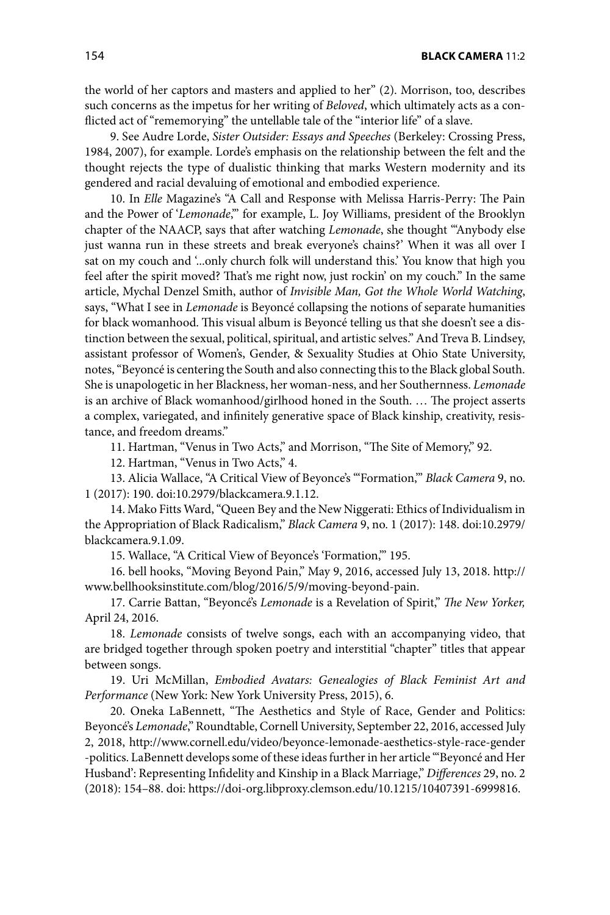the world of her captors and masters and applied to her" (2). Morrison, too, describes such concerns as the impetus for her writing of *Beloved*, which ultimately acts as a conflicted act of "rememorying" the untellable tale of the "interior life" of a slave.

9. See Audre Lorde, *Sister Outsider: Essays and Speeches* (Berkeley: Crossing Press, 1984, 2007), for example. Lorde's emphasis on the relationship between the felt and the thought rejects the type of dualistic thinking that marks Western modernity and its gendered and racial devaluing of emotional and embodied experience.

10. In *Elle* Magazine's "A Call and Response with Melissa Harris-Perry: The Pain and the Power of '*Lemonade*,'" for example, L. Joy Williams, president of the Brooklyn chapter of the NAACP, says that after watching *Lemonade*, she thought "'Anybody else just wanna run in these streets and break everyone's chains?' When it was all over I sat on my couch and '...only church folk will understand this.' You know that high you feel after the spirit moved? That's me right now, just rockin' on my couch." In the same article, Mychal Denzel Smith, author of *Invisible Man, Got the Whole World Watching*, says, "What I see in *Lemonade* is Beyoncé collapsing the notions of separate humanities for black womanhood. This visual album is Beyoncé telling us that she doesn't see a distinction between the sexual, political, spiritual, and artistic selves." And Treva B. Lindsey, assistant professor of Women's, Gender, & Sexuality Studies at Ohio State University, notes, "Beyoncé is centering the South and also connecting this to the Black global South. She is unapologetic in her Blackness, her woman-ness, and her Southernness. *Lemonade* is an archive of Black womanhood/girlhood honed in the South. … The project asserts a complex, variegated, and infinitely generative space of Black kinship, creativity, resistance, and freedom dreams."

11. Hartman, "Venus in Two Acts," and Morrison, "The Site of Memory," 92.

12. Hartman, "Venus in Two Acts," 4.

13. Alicia Wallace, "A Critical View of Beyonce's "'Formation,'" *Black Camera* 9, no. 1 (2017): 190. doi:10.2979/blackcamera.9.1.12.

14. Mako Fitts Ward, "Queen Bey and the New Niggerati: Ethics of Individualism in the Appropriation of Black Radicalism," *Black Camera* 9, no. 1 (2017): 148. doi:10.2979/blackcamera.9.1.09.

15. Wallace, "A Critical View of Beyonce's 'Formation,'" 195.

16. bell hooks, "Moving Beyond Pain," May 9, 2016, accessed July 13, 2018. http://www.bellhooksinstitute.com/blog/2016/5/9/moving-beyond-pain.

17. Carrie Battan, "Beyoncé's *Lemonade* is a Revelation of Spirit," *The New Yorker,* April 24, 2016.

18. *Lemonade* consists of twelve songs, each with an accompanying video, that are bridged together through spoken poetry and interstitial "chapter" titles that appear between songs.

19. Uri McMillan, *Embodied Avatars: Genealogies of Black Feminist Art and Performance* (New York: New York University Press, 2015), 6.

20. Oneka LaBennett, "The Aesthetics and Style of Race, Gender and Politics: Beyoncé's *Lemonade*," Roundtable, Cornell University, September 22, 2016, accessed July 2, 2018, http://www.cornell.edu/video/beyonce-lemonade-aesthetics-style-race-gender-politics. LaBennett develops some of these ideas further in her article "'Beyoncé and Her Husband': Representing Infidelity and Kinship in a Black Marriage," *Differences* 29, no. 2 (2018): 154–88. doi: https://doi-org.libproxy.clemson.edu/10.1215/10407391-6999816.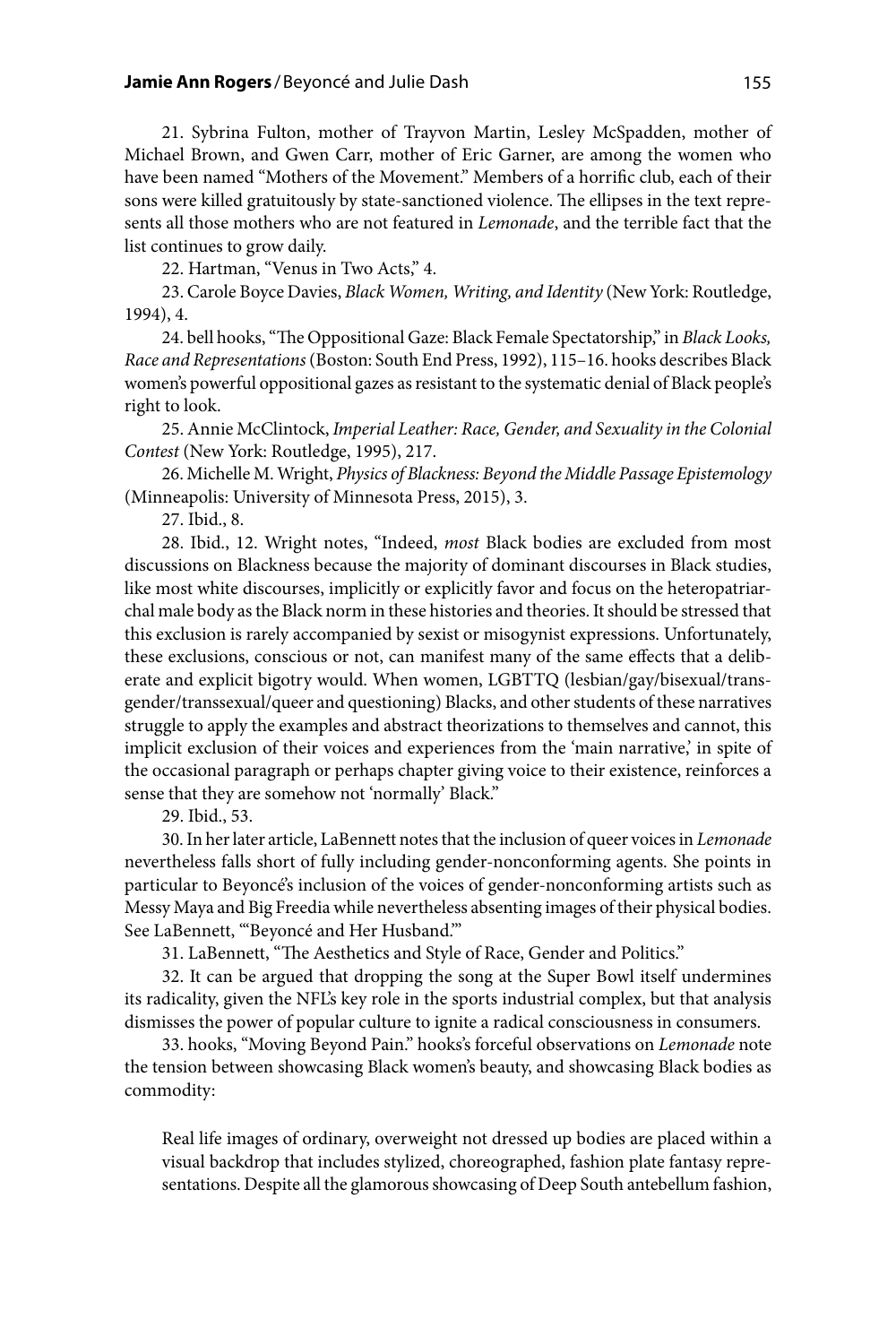21. Sybrina Fulton, mother of Trayvon Martin, Lesley McSpadden, mother of Michael Brown, and Gwen Carr, mother of Eric Garner, are among the women who have been named "Mothers of the Movement." Members of a horrific club, each of their sons were killed gratuitously by state-sanctioned violence. The ellipses in the text represents all those mothers who are not featured in *Lemonade*, and the terrible fact that the list continues to grow daily.

22. Hartman, "Venus in Two Acts," 4.

23. Carole Boyce Davies, *Black Women, Writing, and Identity* (New York: Routledge, 1994), 4.

24. bell hooks, "The Oppositional Gaze: Black Female Spectatorship," in *Black Looks, Race and Representations* (Boston: South End Press, 1992), 115–16. hooks describes Black women's powerful oppositional gazes as resistant to the systematic denial of Black people's right to look.

25. Annie McClintock, *Imperial Leather: Race, Gender, and Sexuality in the Colonial Contest* (New York: Routledge, 1995), 217.

26. Michelle M. Wright, *Physics of Blackness: Beyond the Middle Passage Epistemology* (Minneapolis: University of Minnesota Press, 2015), 3.

27. Ibid., 8.

28. Ibid., 12. Wright notes, "Indeed, *most* Black bodies are excluded from most discussions on Blackness because the majority of dominant discourses in Black studies, like most white discourses, implicitly or explicitly favor and focus on the heteropatriarchal male body as the Black norm in these histories and theories. It should be stressed that this exclusion is rarely accompanied by sexist or misogynist expressions. Unfortunately, these exclusions, conscious or not, can manifest many of the same effects that a deliberate and explicit bigotry would. When women, LGBTTQ (lesbian/gay/bisexual/transgender/transsexual/queer and questioning) Blacks, and other students of these narratives struggle to apply the examples and abstract theorizations to themselves and cannot, this implicit exclusion of their voices and experiences from the 'main narrative,' in spite of the occasional paragraph or perhaps chapter giving voice to their existence, reinforces a sense that they are somehow not 'normally' Black."

29. Ibid., 53.

30. In her later article, LaBennett notes that the inclusion of queer voices in *Lemonade* nevertheless falls short of fully including gender-nonconforming agents. She points in particular to Beyoncé's inclusion of the voices of gender-nonconforming artists such as Messy Maya and Big Freedia while nevertheless absenting images of their physical bodies. See LaBennett, "'Beyoncé and Her Husband.'"

31. LaBennett, "The Aesthetics and Style of Race, Gender and Politics."

32. It can be argued that dropping the song at the Super Bowl itself undermines its radicality, given the NFL's key role in the sports industrial complex, but that analysis dismisses the power of popular culture to ignite a radical consciousness in consumers.

33. hooks, "Moving Beyond Pain." hooks's forceful observations on *Lemonade* note the tension between showcasing Black women's beauty, and showcasing Black bodies as commodity:

> Real life images of ordinary, overweight not dressed up bodies are placed within a visual backdrop that includes stylized, choreographed, fashion plate fantasy representations. Despite all the glamorous showcasing of Deep South antebellum fashion,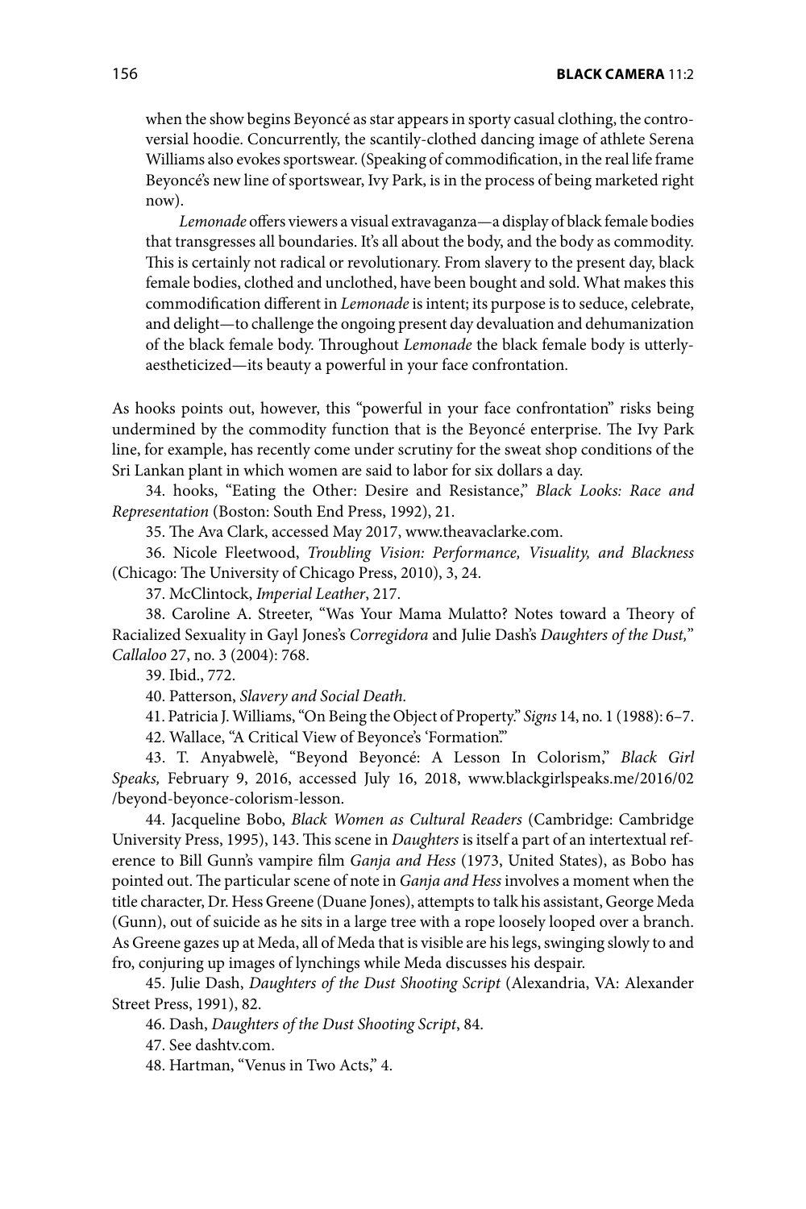when the show begins Beyoncé as star appears in sporty casual clothing, the controversial hoodie. Concurrently, the scantily-clothed dancing image of athlete Serena Williams also evokes sportswear. (Speaking of commodification, in the real life frame Beyoncé's new line of sportswear, Ivy Park, is in the process of being marketed right now).

> *Lemonade* offers viewers a visual extravaganza—a display of black female bodies that transgresses all boundaries. It's all about the body, and the body as commodity. This is certainly not radical or revolutionary. From slavery to the present day, black female bodies, clothed and unclothed, have been bought and sold. What makes this commodification different in *Lemonade* is intent; its purpose is to seduce, celebrate, and delight—to challenge the ongoing present day devaluation and dehumanization of the black female body. Throughout *Lemonade* the black female body is utterly-aestheticized—its beauty a powerful in your face confrontation.

As hooks points out, however, this "powerful in your face confrontation" risks being undermined by the commodity function that is the Beyoncé enterprise. The Ivy Park line, for example, has recently come under scrutiny for the sweat shop conditions of the Sri Lankan plant in which women are said to labor for six dollars a day.

34. hooks, "Eating the Other: Desire and Resistance," *Black Looks: Race and Representation* (Boston: South End Press, 1992), 21.

35. The Ava Clark, accessed May 2017, www.theavaclarke.com.

36. Nicole Fleetwood, *Troubling Vision: Performance, Visuality, and Blackness* (Chicago: The University of Chicago Press, 2010), 3, 24.

37. McClintock, *Imperial Leather*, 217.

38. Caroline A. Streeter, "Was Your Mama Mulatto? Notes toward a Theory of Racialized Sexuality in Gayl Jones's *Corregidora* and Julie Dash's *Daughters of the Dust,*" *Callaloo* 27, no. 3 (2004): 768.

39. Ibid., 772.

40. Patterson, *Slavery and Social Death.*

41. Patricia J. Williams, "On Being the Object of Property." *Signs* 14, no. 1 (1988): 6–7.

42. Wallace, "A Critical View of Beyonce's 'Formation.'"

43. T. Anyabwelè, "Beyond Beyoncé: A Lesson In Colorism," *Black Girl Speaks,* February 9, 2016, accessed July 16, 2018, www.blackgirlspeaks.me/2016/02/beyond-beyonce-colorism-lesson.

44. Jacqueline Bobo, *Black Women as Cultural Readers* (Cambridge: Cambridge University Press, 1995), 143. This scene in *Daughters* is itself a part of an intertextual reference to Bill Gunn's vampire film *Ganja and Hess* (1973, United States), as Bobo has pointed out. The particular scene of note in *Ganja and Hess* involves a moment when the title character, Dr. Hess Greene (Duane Jones), attempts to talk his assistant, George Meda (Gunn), out of suicide as he sits in a large tree with a rope loosely looped over a branch. As Greene gazes up at Meda, all of Meda that is visible are his legs, swinging slowly to and fro, conjuring up images of lynchings while Meda discusses his despair.

45. Julie Dash, *Daughters of the Dust Shooting Script* (Alexandria, VA: Alexander Street Press, 1991), 82.

46. Dash, *Daughters of the Dust Shooting Script*, 84.

47. See dashtv.com.

48. Hartman, "Venus in Two Acts," 4.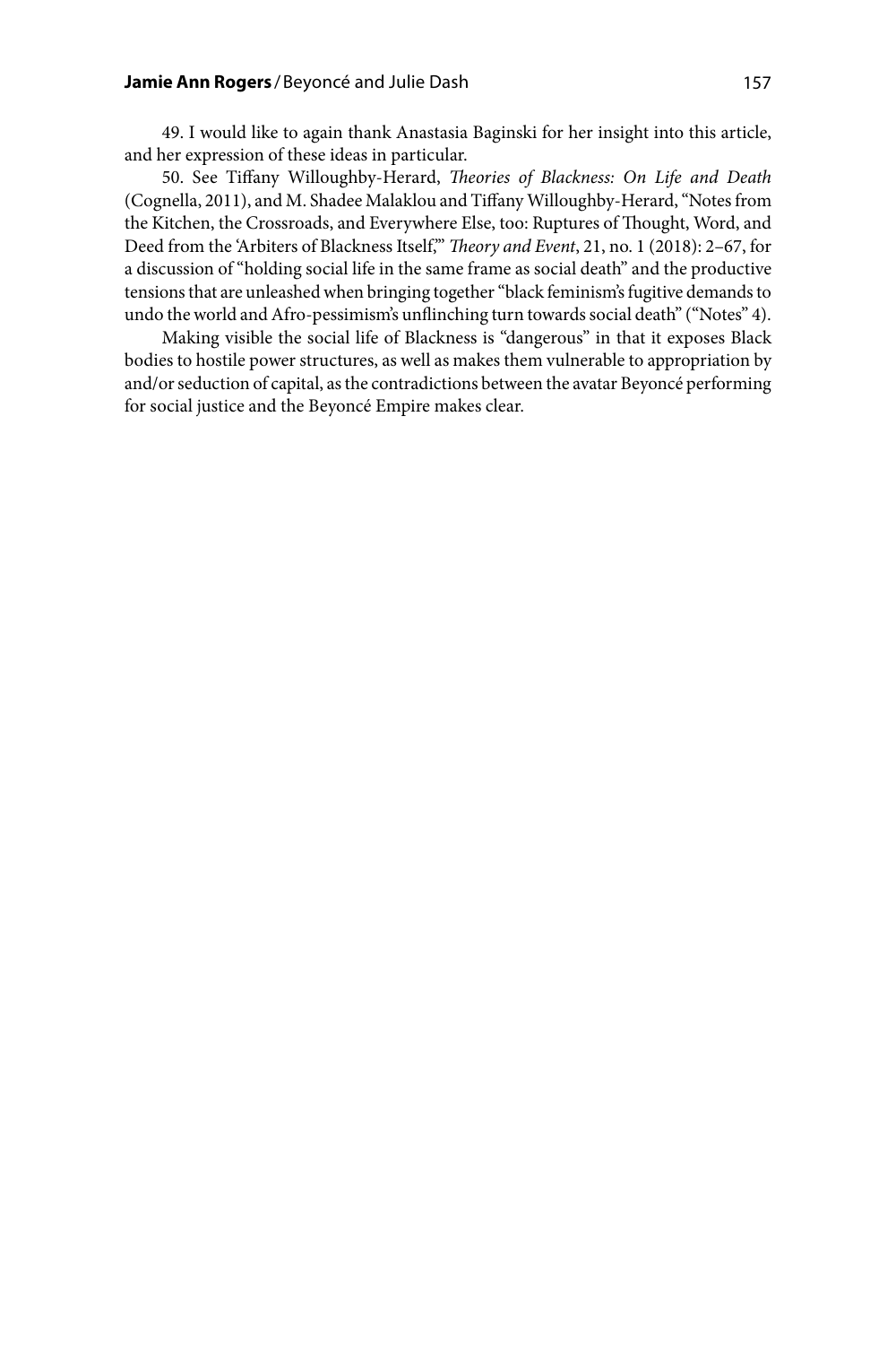49. I would like to again thank Anastasia Baginski for her insight into this article, and her expression of these ideas in particular.

50. See Tiffany Willoughby-Herard, *Theories of Blackness: On Life and Death* (Cognella, 2011), and M. Shadee Malaklou and Tiffany Willoughby-Herard, "Notes from the Kitchen, the Crossroads, and Everywhere Else, too: Ruptures of Thought, Word, and Deed from the 'Arbiters of Blackness Itself,'" *Theory and Event*, 21, no. 1 (2018): 2–67, for a discussion of "holding social life in the same frame as social death" and the productive tensions that are unleashed when bringing together "black feminism's fugitive demands to undo the world and Afro-pessimism's unflinching turn towards social death" ("Notes" 4).

Making visible the social life of Blackness is "dangerous" in that it exposes Black bodies to hostile power structures, as well as makes them vulnerable to appropriation by and/or seduction of capital, as the contradictions between the avatar Beyoncé performing for social justice and the Beyoncé Empire makes clear.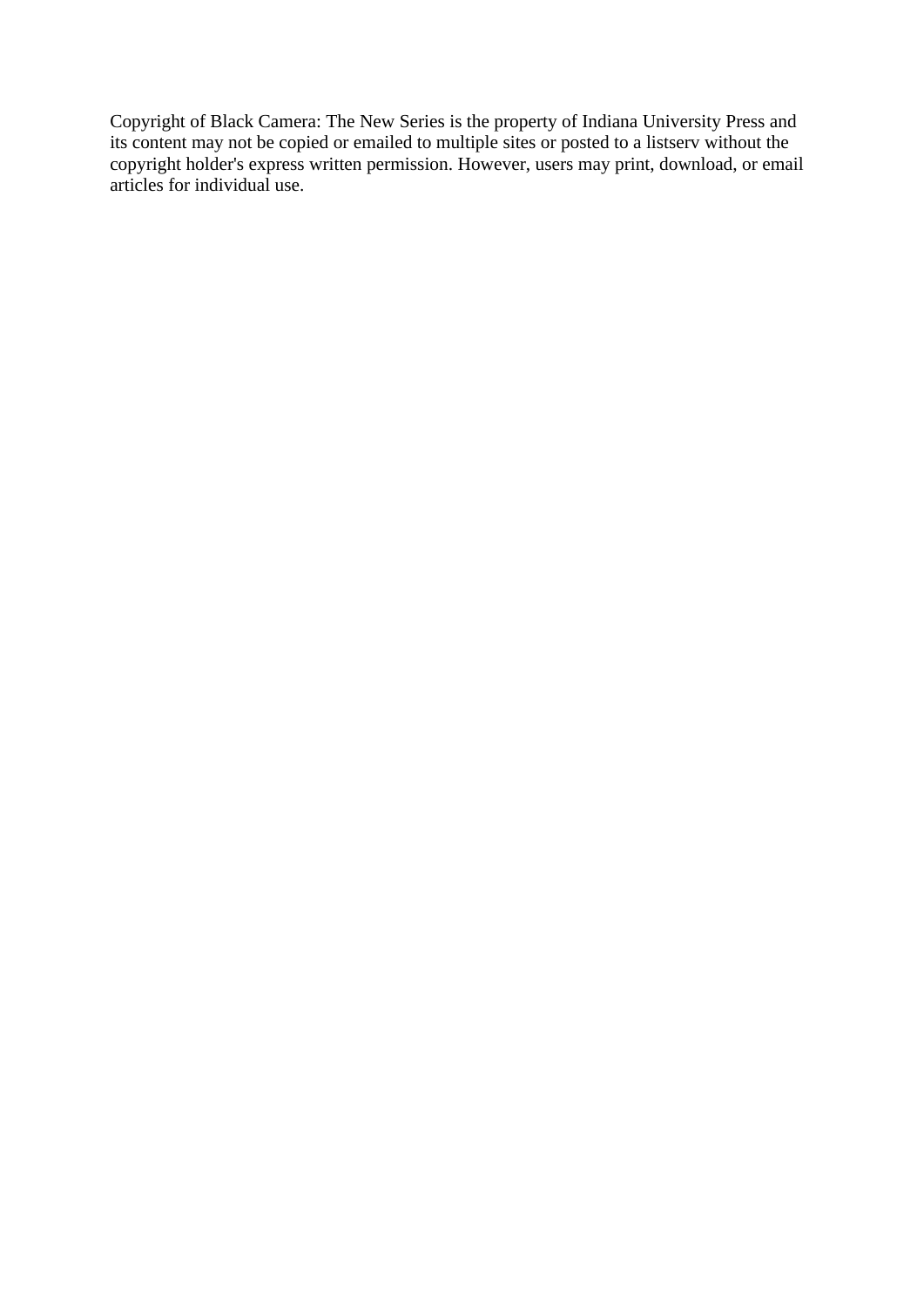Copyright of Black Camera: The New Series is the property of Indiana University Press and its content may not be copied or emailed to multiple sites or posted to a listserv without the copyright holder's express written permission. However, users may print, download, or email articles for individual use.